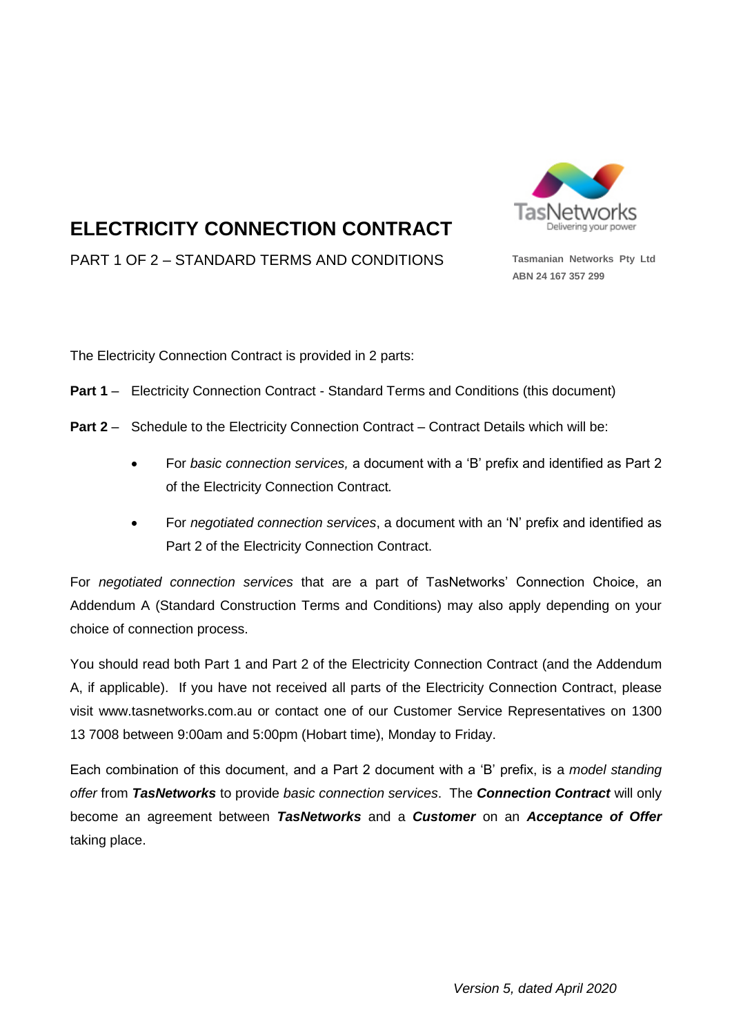# ELECTRICITY CONNECTION CONTRACT

PART 1 OF 2 – STANDARD TERMS AND CONDITIONS

TasNetworks
Delivering your power

**Tasmanian Networks Pty Ltd**
**ABN 24 167 357 299**

The Electricity Connection Contract is provided in 2 parts:

**Part 1** – Electricity Connection Contract - Standard Terms and Conditions (this document)

**Part 2** – Schedule to the Electricity Connection Contract – Contract Details which will be:

- For *basic connection services,* a document with a 'B' prefix and identified as Part 2 of the Electricity Connection Contract*.*
- For *negotiated connection services*, a document with an 'N' prefix and identified as Part 2 of the Electricity Connection Contract.

For *negotiated connection services* that are a part of TasNetworks' Connection Choice, an Addendum A (Standard Construction Terms and Conditions) may also apply depending on your choice of connection process.

You should read both Part 1 and Part 2 of the Electricity Connection Contract (and the Addendum A, if applicable). If you have not received all parts of the Electricity Connection Contract, please visit www.tasnetworks.com.au or contact one of our Customer Service Representatives on 1300 13 7008 between 9:00am and 5:00pm (Hobart time), Monday to Friday.

Each combination of this document, and a Part 2 document with a 'B' prefix, is a *model standing offer* from ***TasNetworks*** to provide *basic connection services*. The ***Connection Contract*** will only become an agreement between ***TasNetworks*** and a ***Customer*** on an ***Acceptance of Offer*** taking place.

*Version 5, dated April 2020*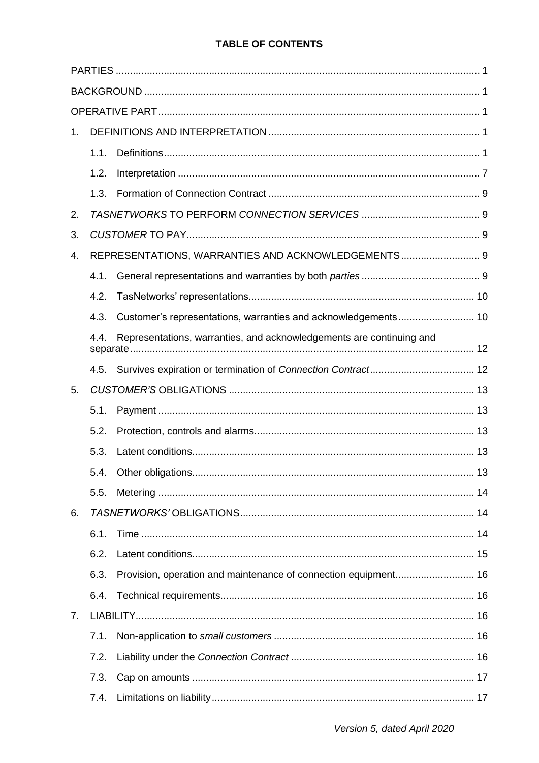# TABLE OF CONTENTS

PARTIES ..... 1

BACKGROUND ..... 1

OPERATIVE PART ..... 1

1. DEFINITIONS AND INTERPRETATION ..... 1
   - 1.1. Definitions ..... 1
   - 1.2. Interpretation ..... 7
   - 1.3. Formation of Connection Contract ..... 9
2. *TASNETWORKS* TO PERFORM *CONNECTION SERVICES* ..... 9
3. *CUSTOMER* TO PAY ..... 9
4. REPRESENTATIONS, WARRANTIES AND ACKNOWLEDGEMENTS ..... 9
   - 4.1. General representations and warranties by both *parties* ..... 9
   - 4.2. TasNetworks' representations ..... 10
   - 4.3. Customer's representations, warranties and acknowledgements ..... 10
   - 4.4. Representations, warranties, and acknowledgements are continuing and separate ..... 12
   - 4.5. Survives expiration or termination of *Connection Contract* ..... 12
5. *CUSTOMER'S* OBLIGATIONS ..... 13
   - 5.1. Payment ..... 13
   - 5.2. Protection, controls and alarms ..... 13
   - 5.3. Latent conditions ..... 13
   - 5.4. Other obligations ..... 13
   - 5.5. Metering ..... 14
6. *TASNETWORKS'* OBLIGATIONS ..... 14
   - 6.1. Time ..... 14
   - 6.2. Latent conditions ..... 15
   - 6.3. Provision, operation and maintenance of connection equipment ..... 16
   - 6.4. Technical requirements ..... 16
7. LIABILITY ..... 16
   - 7.1. Non-application to *small customers* ..... 16
   - 7.2. Liability under the *Connection Contract* ..... 16
   - 7.3. Cap on amounts ..... 17
   - 7.4. Limitations on liability ..... 17

*Version 5, dated April 2020*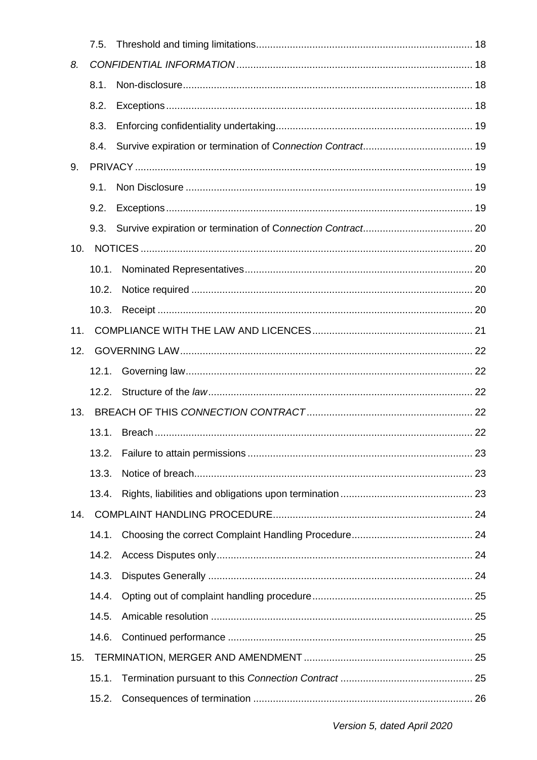7.5. Threshold and timing limitations ..... 18

*8.* *CONFIDENTIAL INFORMATION* ..... 18

8.1. Non-disclosure ..... 18

8.2. Exceptions ..... 18

8.3. Enforcing confidentiality undertaking ..... 19

8.4. Survive expiration or termination of C*onnection Contract* ..... 19

9. PRIVACY ..... 19

9.1. Non Disclosure ..... 19

9.2. Exceptions ..... 19

9.3. Survive expiration or termination of C*onnection Contract* ..... 20

10. NOTICES ..... 20

10.1. Nominated Representatives ..... 20

10.2. Notice required ..... 20

10.3. Receipt ..... 20

11. COMPLIANCE WITH THE LAW AND LICENCES ..... 21

12. GOVERNING LAW ..... 22

12.1. Governing law ..... 22

12.2. Structure of the *law* ..... 22

13. BREACH OF THIS *CONNECTION CONTRACT* ..... 22

13.1. Breach ..... 22

13.2. Failure to attain permissions ..... 23

13.3. Notice of breach ..... 23

13.4. Rights, liabilities and obligations upon termination ..... 23

14. COMPLAINT HANDLING PROCEDURE ..... 24

14.1. Choosing the correct Complaint Handling Procedure ..... 24

14.2. Access Disputes only ..... 24

14.3. Disputes Generally ..... 24

14.4. Opting out of complaint handling procedure ..... 25

14.5. Amicable resolution ..... 25

14.6. Continued performance ..... 25

15. TERMINATION, MERGER AND AMENDMENT ..... 25

15.1. Termination pursuant to this *Connection Contract* ..... 25

15.2. Consequences of termination ..... 26

*Version 5, dated April 2020*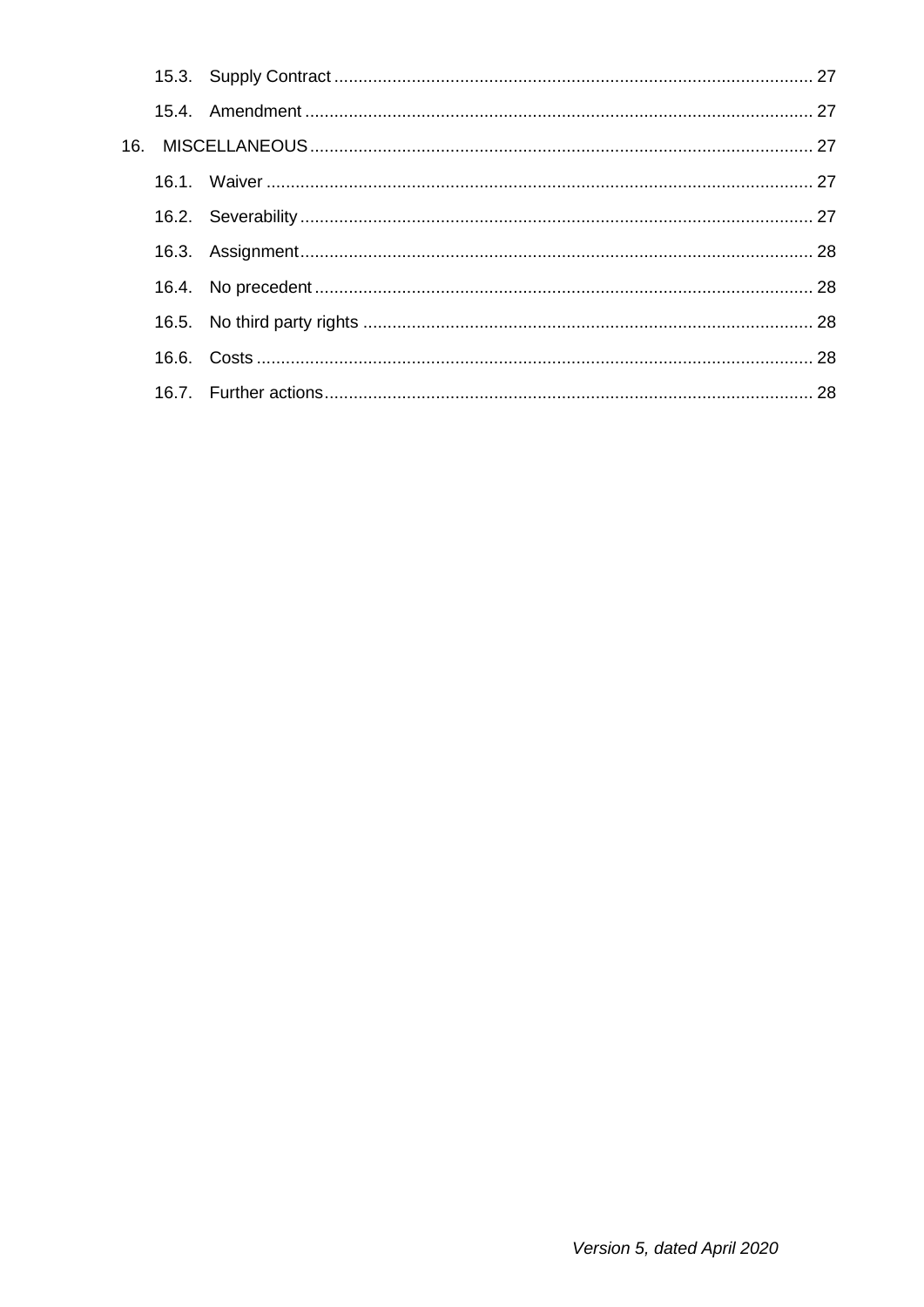15.3. Supply Contract .......... 27

15.4. Amendment .......... 27

16. MISCELLANEOUS .......... 27

16.1. Waiver .......... 27

16.2. Severability .......... 27

16.3. Assignment .......... 28

16.4. No precedent .......... 28

16.5. No third party rights .......... 28

16.6. Costs .......... 28

16.7. Further actions .......... 28

*Version 5, dated April 2020*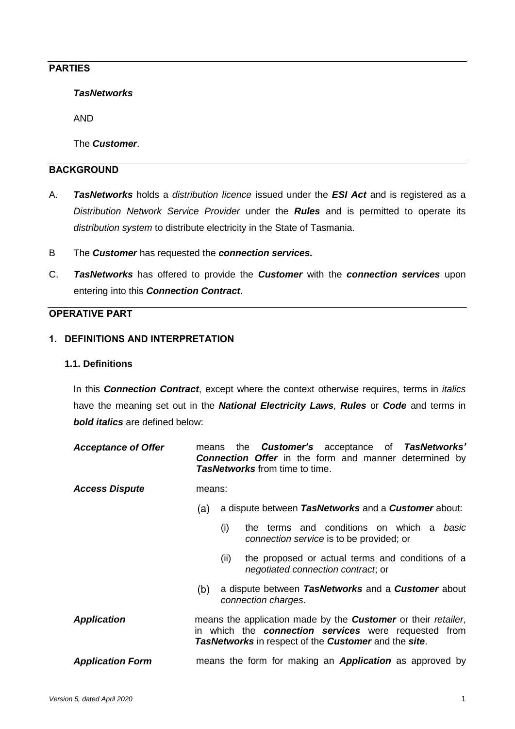## PARTIES

***TasNetworks***

AND

The ***Customer***.

## BACKGROUND

A. ***TasNetworks*** holds a *distribution licence* issued under the ***ESI Act*** and is registered as a *Distribution Network Service Provider* under the ***Rules*** and is permitted to operate its *distribution system* to distribute electricity in the State of Tasmania.

B The ***Customer*** has requested the ***connection services.***

C. ***TasNetworks*** has offered to provide the ***Customer*** with the ***connection services*** upon entering into this ***Connection Contract***.

## OPERATIVE PART

### 1. DEFINITIONS AND INTERPRETATION

#### 1.1. Definitions

In this ***Connection Contract***, except where the context otherwise requires, terms in *italics* have the meaning set out in the ***National Electricity Laws**, **Rules*** or ***Code*** and terms in ***bold italics*** are defined below:

***Acceptance of Offer*** means the ***Customer's*** acceptance of ***TasNetworks' Connection Offer*** in the form and manner determined by ***TasNetworks*** from time to time.

***Access Dispute*** means:

(a) a dispute between ***TasNetworks*** and a ***Customer*** about:

(i) the terms and conditions on which a *basic connection service* is to be provided; or

(ii) the proposed or actual terms and conditions of a *negotiated connection contract*; or

(b) a dispute between ***TasNetworks*** and a ***Customer*** about *connection charges*.

***Application*** means the application made by the ***Customer*** or their *retailer*, in which the ***connection services*** were requested from ***TasNetworks*** in respect of the ***Customer*** and the ***site***.

***Application Form*** means the form for making an ***Application*** as approved by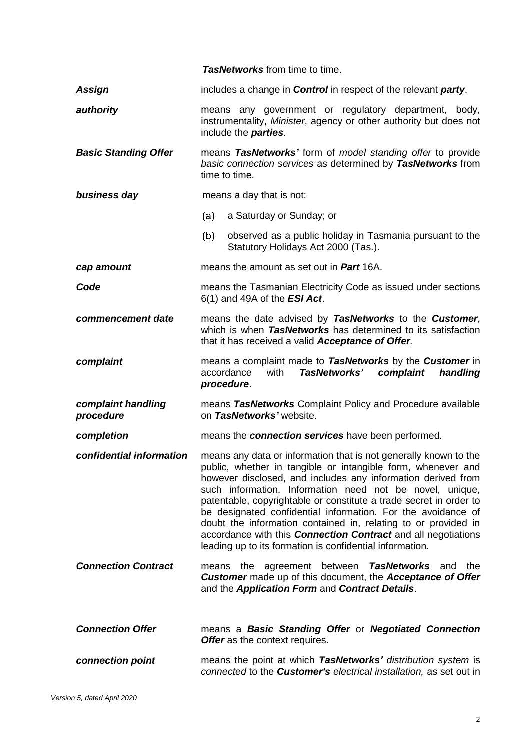***TasNetworks*** from time to time.

| | |
|---|---|
| ***Assign*** | includes a change in ***Control*** in respect of the relevant ***party***. |
| ***authority*** | means any government or regulatory department, body, instrumentality, *Minister*, agency or other authority but does not include the ***parties***. |
| ***Basic Standing Offer*** | means ***TasNetworks'*** form of *model standing offer* to provide *basic connection services* as determined by ***TasNetworks*** from time to time. |
| ***business day*** | means a day that is not:<br>(a) a Saturday or Sunday; or<br>(b) observed as a public holiday in Tasmania pursuant to the Statutory Holidays Act 2000 (Tas.). |
| ***cap amount*** | means the amount as set out in ***Part*** 16A. |
| ***Code*** | means the Tasmanian Electricity Code as issued under sections 6(1) and 49A of the ***ESI Act***. |
| ***commencement date*** | means the date advised by ***TasNetworks*** to the ***Customer***, which is when ***TasNetworks*** has determined to its satisfaction that it has received a valid ***Acceptance of Offer***. |
| ***complaint*** | means a complaint made to ***TasNetworks*** by the ***Customer*** in accordance with ***TasNetworks' complaint handling procedure***. |
| ***complaint handling procedure*** | means ***TasNetworks*** Complaint Policy and Procedure available on ***TasNetworks'*** website. |
| ***completion*** | means the ***connection services*** have been performed. |
| ***confidential information*** | means any data or information that is not generally known to the public, whether in tangible or intangible form, whenever and however disclosed, and includes any information derived from such information. Information need not be novel, unique, patentable, copyrightable or constitute a trade secret in order to be designated confidential information. For the avoidance of doubt the information contained in, relating to or provided in accordance with this ***Connection Contract*** and all negotiations leading up to its formation is confidential information. |
| ***Connection Contract*** | means the agreement between ***TasNetworks*** and the ***Customer*** made up of this document, the ***Acceptance of Offer*** and the ***Application Form*** and ***Contract Details***. |
| ***Connection Offer*** | means a ***Basic Standing Offer*** or ***Negotiated Connection Offer*** as the context requires. |
| ***connection point*** | means the point at which ***TasNetworks'*** *distribution system* is *connected* to the ***Customer's*** *electrical installation,* as set out in |

Version 5, dated April 2020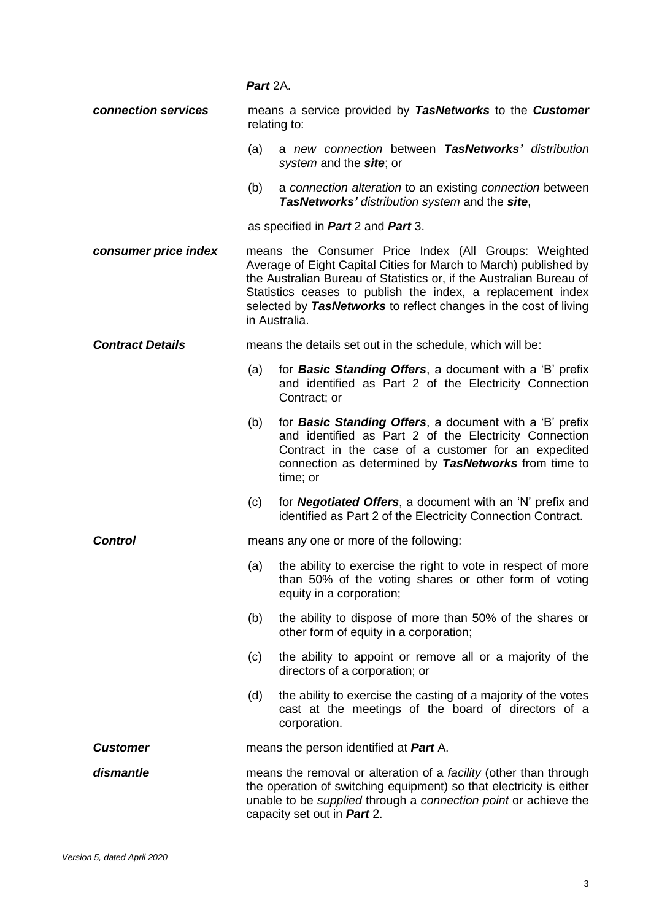***Part*** 2A.

| | |
|---|---|
| ***connection services*** | means a service provided by ***TasNetworks*** to the ***Customer*** relating to:<br><br>(a) a *new connection* between ***TasNetworks'*** *distribution system* and the ***site***; or<br><br>(b) a *connection alteration* to an existing *connection* between ***TasNetworks'*** *distribution system* and the ***site***,<br><br>as specified in ***Part*** 2 and ***Part*** 3. |
| ***consumer price index*** | means the Consumer Price Index (All Groups: Weighted Average of Eight Capital Cities for March to March) published by the Australian Bureau of Statistics or, if the Australian Bureau of Statistics ceases to publish the index, a replacement index selected by ***TasNetworks*** to reflect changes in the cost of living in Australia. |
| ***Contract Details*** | means the details set out in the schedule, which will be:<br><br>(a) for ***Basic Standing Offers***, a document with a 'B' prefix and identified as Part 2 of the Electricity Connection Contract; or<br><br>(b) for ***Basic Standing Offers***, a document with a 'B' prefix and identified as Part 2 of the Electricity Connection Contract in the case of a customer for an expedited connection as determined by ***TasNetworks*** from time to time; or<br><br>(c) for ***Negotiated Offers***, a document with an 'N' prefix and identified as Part 2 of the Electricity Connection Contract. |
| ***Control*** | means any one or more of the following:<br><br>(a) the ability to exercise the right to vote in respect of more than 50% of the voting shares or other form of voting equity in a corporation;<br><br>(b) the ability to dispose of more than 50% of the shares or other form of equity in a corporation;<br><br>(c) the ability to appoint or remove all or a majority of the directors of a corporation; or<br><br>(d) the ability to exercise the casting of a majority of the votes cast at the meetings of the board of directors of a corporation. |
| ***Customer*** | means the person identified at ***Part*** A. |
| ***dismantle*** | means the removal or alteration of a *facility* (other than through the operation of switching equipment) so that electricity is either unable to be *supplied* through a *connection point* or achieve the capacity set out in ***Part*** 2. |

*Version 5, dated April 2020*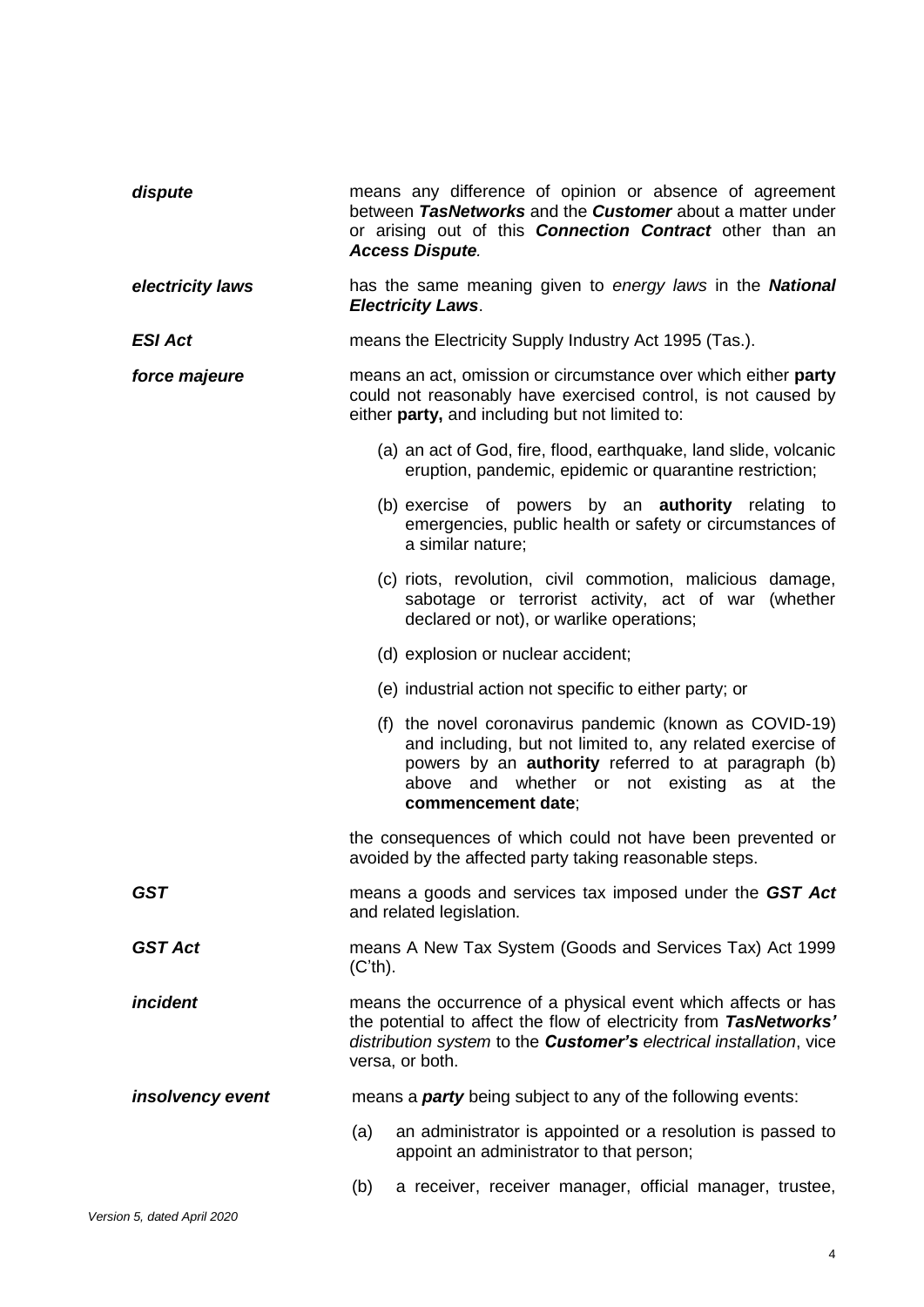***dispute*** means any difference of opinion or absence of agreement between ***TasNetworks*** and the ***Customer*** about a matter under or arising out of this ***Connection Contract*** other than an ***Access Dispute.***

***electricity laws*** has the same meaning given to *energy laws* in the ***National Electricity Laws***.

***ESI Act*** means the Electricity Supply Industry Act 1995 (Tas.).

***force majeure*** means an act, omission or circumstance over which either **party** could not reasonably have exercised control, is not caused by either **party,** and including but not limited to:

(a) an act of God, fire, flood, earthquake, land slide, volcanic eruption, pandemic, epidemic or quarantine restriction;

(b) exercise of powers by an **authority** relating to emergencies, public health or safety or circumstances of a similar nature;

(c) riots, revolution, civil commotion, malicious damage, sabotage or terrorist activity, act of war (whether declared or not), or warlike operations;

(d) explosion or nuclear accident;

(e) industrial action not specific to either party; or

(f) the novel coronavirus pandemic (known as COVID-19) and including, but not limited to, any related exercise of powers by an **authority** referred to at paragraph (b) above and whether or not existing as at the **commencement date**;

the consequences of which could not have been prevented or avoided by the affected party taking reasonable steps.

***GST*** means a goods and services tax imposed under the ***GST Act*** and related legislation.

***GST Act*** means A New Tax System (Goods and Services Tax) Act 1999 (C'th).

***incident*** means the occurrence of a physical event which affects or has the potential to affect the flow of electricity from ***TasNetworks'*** *distribution system* to the ***Customer's*** *electrical installation*, vice versa, or both.

***insolvency event*** means a ***party*** being subject to any of the following events:

(a) an administrator is appointed or a resolution is passed to appoint an administrator to that person;

(b) a receiver, receiver manager, official manager, trustee,

*Version 5, dated April 2020*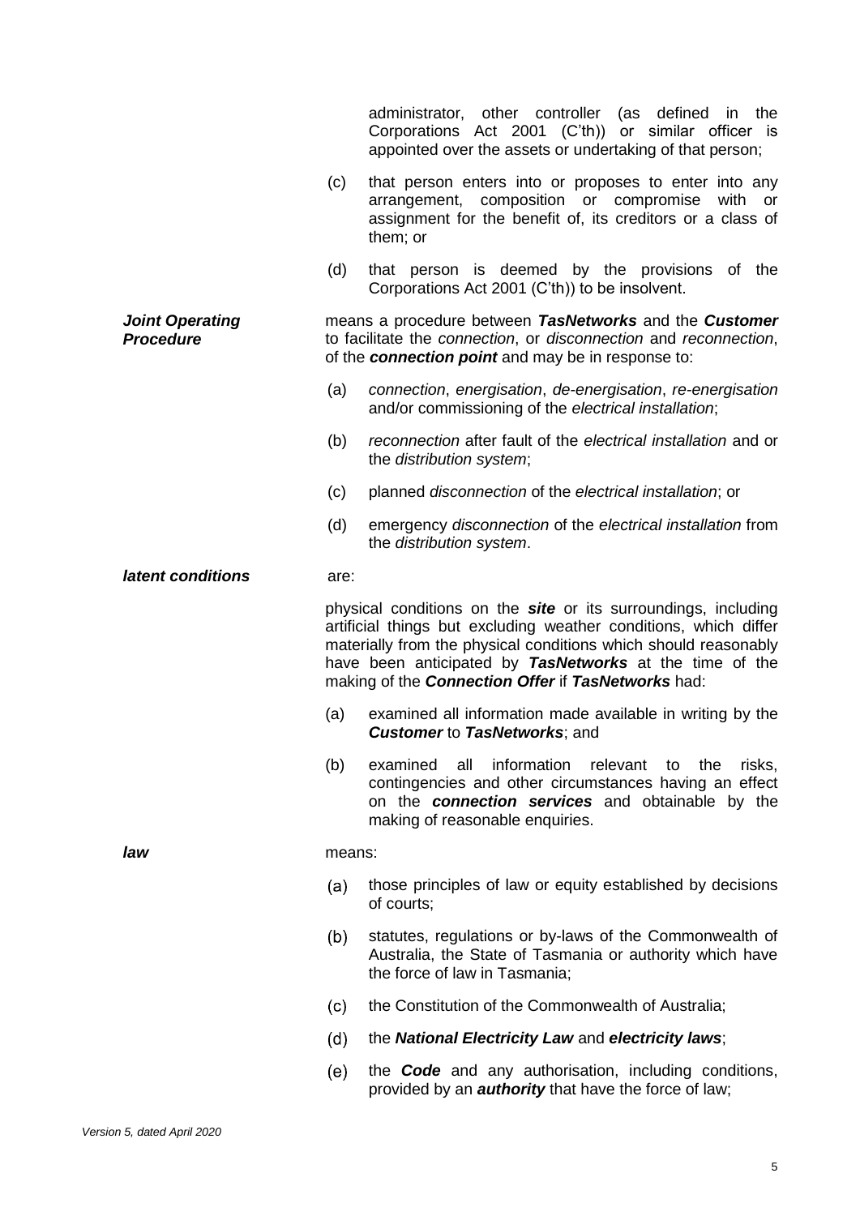administrator, other controller (as defined in the Corporations Act 2001 (C'th)) or similar officer is appointed over the assets or undertaking of that person;

(c) that person enters into or proposes to enter into any arrangement, composition or compromise with or assignment for the benefit of, its creditors or a class of them; or

(d) that person is deemed by the provisions of the Corporations Act 2001 (C'th)) to be insolvent.

***Joint Operating Procedure*** means a procedure between ***TasNetworks*** and the ***Customer*** to facilitate the *connection*, or *disconnection* and *reconnection*, of the ***connection point*** and may be in response to:

(a) *connection*, *energisation*, *de-energisation*, *re-energisation* and/or commissioning of the *electrical installation*;

(b) *reconnection* after fault of the *electrical installation* and or the *distribution system*;

(c) planned *disconnection* of the *electrical installation*; or

(d) emergency *disconnection* of the *electrical installation* from the *distribution system*.

***latent conditions*** are:

physical conditions on the ***site*** or its surroundings, including artificial things but excluding weather conditions, which differ materially from the physical conditions which should reasonably have been anticipated by ***TasNetworks*** at the time of the making of the ***Connection Offer*** if ***TasNetworks*** had:

(a) examined all information made available in writing by the ***Customer*** to ***TasNetworks***; and

(b) examined all information relevant to the risks, contingencies and other circumstances having an effect on the ***connection services*** and obtainable by the making of reasonable enquiries.

***law*** means:

(a) those principles of law or equity established by decisions of courts;

(b) statutes, regulations or by-laws of the Commonwealth of Australia, the State of Tasmania or authority which have the force of law in Tasmania;

(c) the Constitution of the Commonwealth of Australia;

(d) the ***National Electricity Law*** and ***electricity laws***;

(e) the ***Code*** and any authorisation, including conditions, provided by an ***authority*** that have the force of law;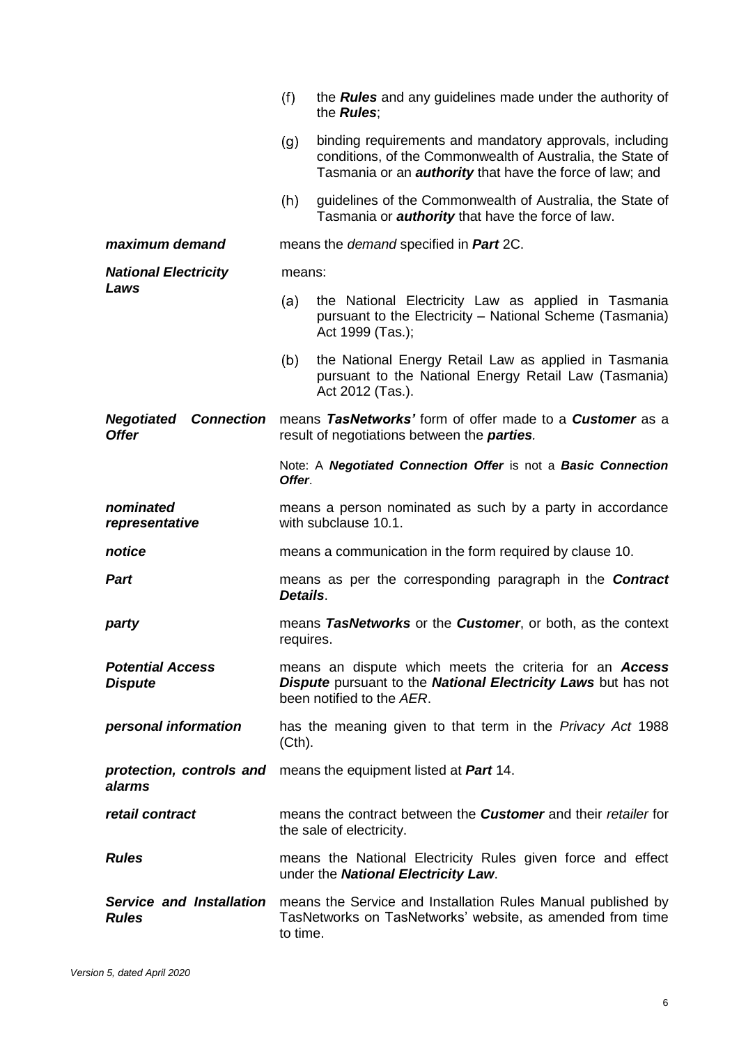(f) the ***Rules*** and any guidelines made under the authority of the ***Rules***;

(g) binding requirements and mandatory approvals, including conditions, of the Commonwealth of Australia, the State of Tasmania or an ***authority*** that have the force of law; and

(h) guidelines of the Commonwealth of Australia, the State of Tasmania or ***authority*** that have the force of law.

| | |
|---|---|
| ***maximum demand*** | means the *demand* specified in ***Part*** 2C. |
| ***National Electricity Laws*** | means:<br>(a) the National Electricity Law as applied in Tasmania pursuant to the Electricity – National Scheme (Tasmania) Act 1999 (Tas.);<br>(b) the National Energy Retail Law as applied in Tasmania pursuant to the National Energy Retail Law (Tasmania) Act 2012 (Tas.). |
| ***Negotiated Connection Offer*** | means ***TasNetworks'*** form of offer made to a ***Customer*** as a result of negotiations between the ***parties***.<br>Note: A ***Negotiated Connection Offer*** is not a ***Basic Connection Offer***. |
| ***nominated representative*** | means a person nominated as such by a party in accordance with subclause 10.1. |
| ***notice*** | means a communication in the form required by clause 10. |
| ***Part*** | means as per the corresponding paragraph in the ***Contract Details***. |
| ***party*** | means ***TasNetworks*** or the ***Customer***, or both, as the context requires. |
| ***Potential Access Dispute*** | means an dispute which meets the criteria for an ***Access Dispute*** pursuant to the ***National Electricity Laws*** but has not been notified to the *AER*. |
| ***personal information*** | has the meaning given to that term in the *Privacy Act* 1988 (Cth). |
| ***protection, controls and alarms*** | means the equipment listed at ***Part*** 14. |
| ***retail contract*** | means the contract between the ***Customer*** and their *retailer* for the sale of electricity. |
| ***Rules*** | means the National Electricity Rules given force and effect under the ***National Electricity Law***. |
| ***Service and Installation Rules*** | means the Service and Installation Rules Manual published by TasNetworks on TasNetworks' website, as amended from time to time. |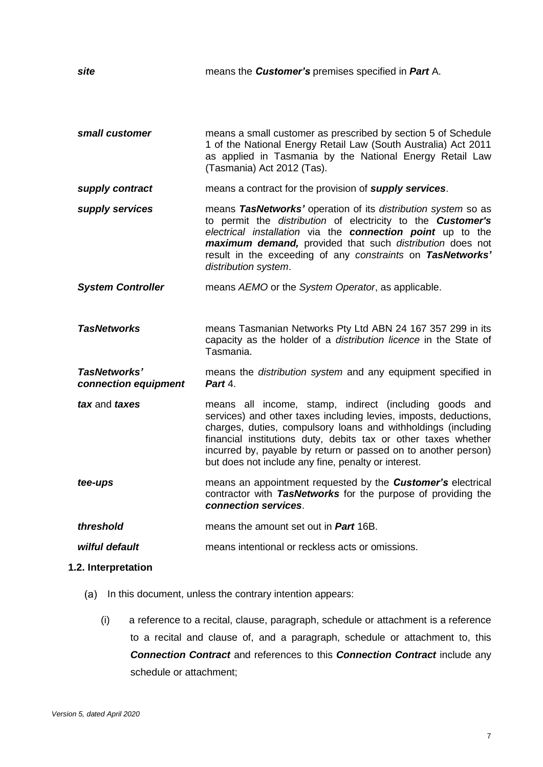| | |
|---|---|
| ***site*** | means the ***Customer's*** premises specified in ***Part*** A. |
| ***small customer*** | means a small customer as prescribed by section 5 of Schedule 1 of the National Energy Retail Law (South Australia) Act 2011 as applied in Tasmania by the National Energy Retail Law (Tasmania) Act 2012 (Tas). |
| ***supply contract*** | means a contract for the provision of ***supply services***. |
| ***supply services*** | means ***TasNetworks'*** operation of its *distribution system* so as to permit the *distribution* of electricity to the ***Customer's*** *electrical installation* via the ***connection point*** up to the ***maximum demand,*** provided that such *distribution* does not result in the exceeding of any *constraints* on ***TasNetworks'*** *distribution system*. |
| ***System Controller*** | means *AEMO* or the *System Operator*, as applicable. |
| ***TasNetworks*** | means Tasmanian Networks Pty Ltd ABN 24 167 357 299 in its capacity as the holder of a *distribution licence* in the State of Tasmania. |
| ***TasNetworks' connection equipment*** | means the *distribution system* and any equipment specified in ***Part*** 4. |
| ***tax*** and ***taxes*** | means all income, stamp, indirect (including goods and services) and other taxes including levies, imposts, deductions, charges, duties, compulsory loans and withholdings (including financial institutions duty, debits tax or other taxes whether incurred by, payable by return or passed on to another person) but does not include any fine, penalty or interest. |
| ***tee-ups*** | means an appointment requested by the ***Customer's*** electrical contractor with ***TasNetworks*** for the purpose of providing the ***connection services***. |
| ***threshold*** | means the amount set out in ***Part*** 16B. |
| ***wilful default*** | means intentional or reckless acts or omissions. |

### 1.2. Interpretation

(a) In this document, unless the contrary intention appears:

(i) a reference to a recital, clause, paragraph, schedule or attachment is a reference to a recital and clause of, and a paragraph, schedule or attachment to, this ***Connection Contract*** and references to this ***Connection Contract*** include any schedule or attachment;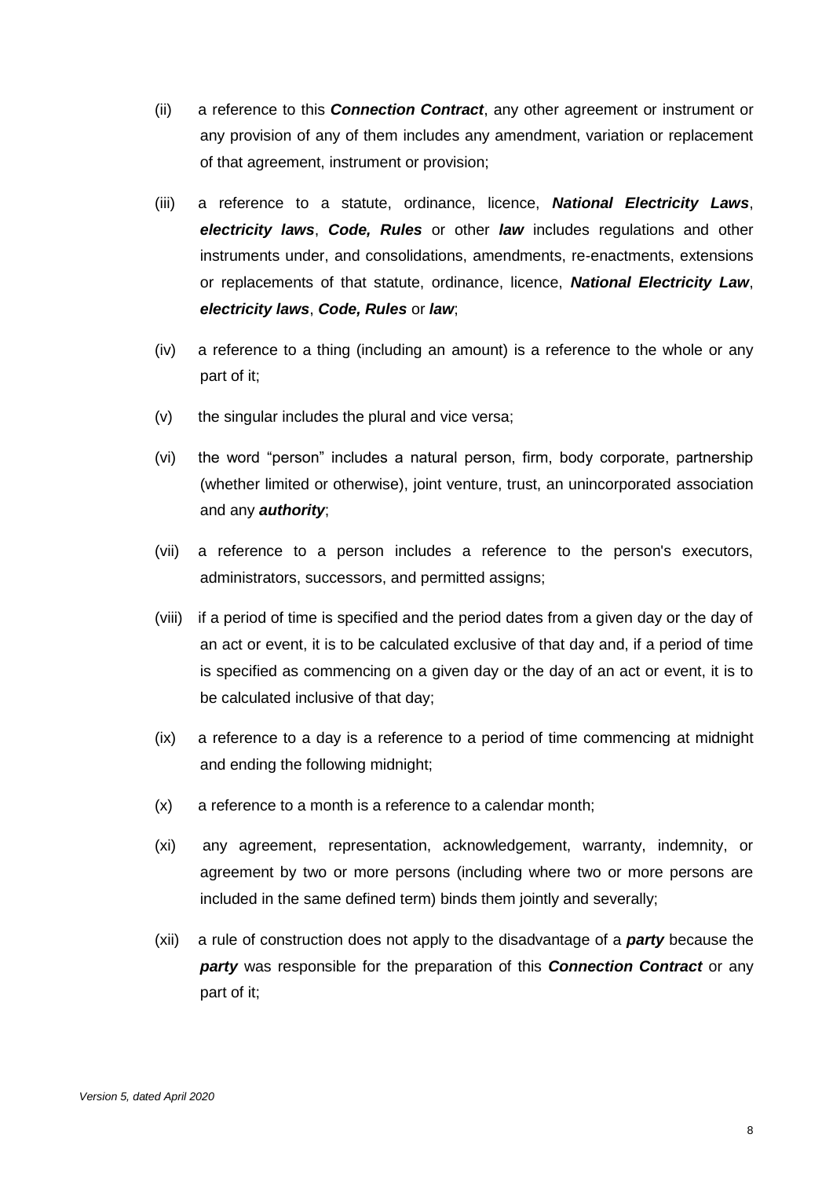(ii) a reference to this ***Connection Contract***, any other agreement or instrument or any provision of any of them includes any amendment, variation or replacement of that agreement, instrument or provision;

(iii) a reference to a statute, ordinance, licence, ***National Electricity Laws***, ***electricity laws***, ***Code, Rules*** or other ***law*** includes regulations and other instruments under, and consolidations, amendments, re-enactments, extensions or replacements of that statute, ordinance, licence, ***National Electricity Law***, ***electricity laws***, ***Code, Rules*** or ***law***;

(iv) a reference to a thing (including an amount) is a reference to the whole or any part of it;

(v) the singular includes the plural and vice versa;

(vi) the word "person" includes a natural person, firm, body corporate, partnership (whether limited or otherwise), joint venture, trust, an unincorporated association and any ***authority***;

(vii) a reference to a person includes a reference to the person's executors, administrators, successors, and permitted assigns;

(viii) if a period of time is specified and the period dates from a given day or the day of an act or event, it is to be calculated exclusive of that day and, if a period of time is specified as commencing on a given day or the day of an act or event, it is to be calculated inclusive of that day;

(ix) a reference to a day is a reference to a period of time commencing at midnight and ending the following midnight;

(x) a reference to a month is a reference to a calendar month;

(xi) any agreement, representation, acknowledgement, warranty, indemnity, or agreement by two or more persons (including where two or more persons are included in the same defined term) binds them jointly and severally;

(xii) a rule of construction does not apply to the disadvantage of a ***party*** because the ***party*** was responsible for the preparation of this ***Connection Contract*** or any part of it;

*Version 5, dated April 2020*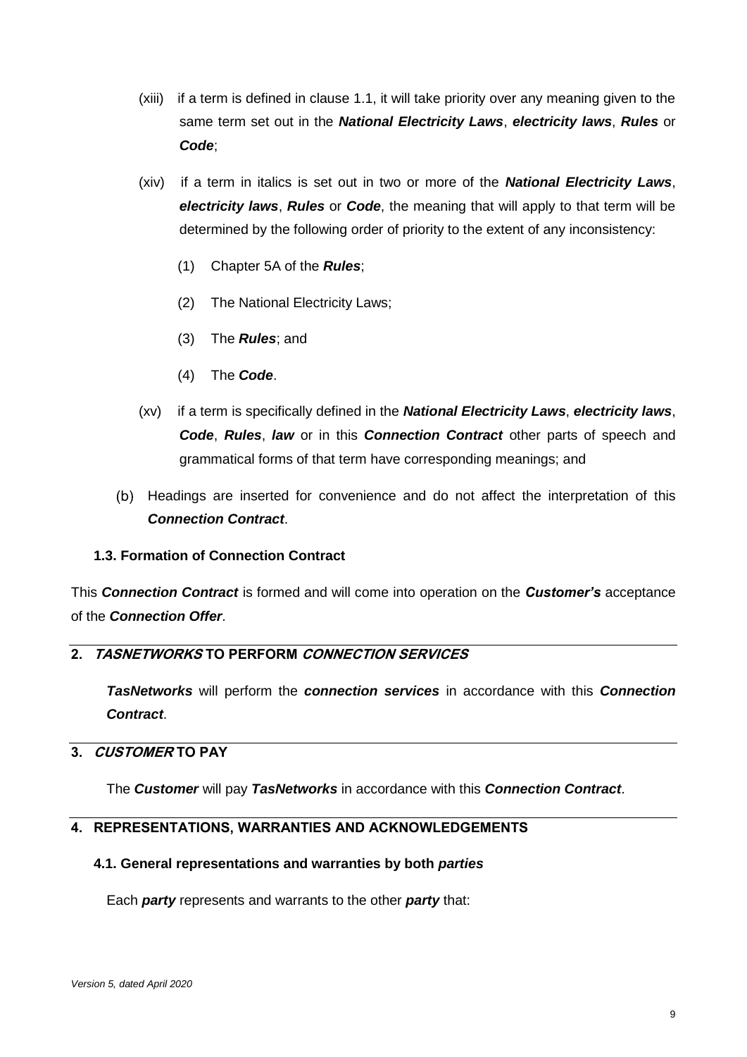(xiii) if a term is defined in clause 1.1, it will take priority over any meaning given to the same term set out in the ***National Electricity Laws***, ***electricity laws***, ***Rules*** or ***Code***;

(xiv) if a term in italics is set out in two or more of the ***National Electricity Laws***, ***electricity laws***, ***Rules*** or ***Code***, the meaning that will apply to that term will be determined by the following order of priority to the extent of any inconsistency:

(1) Chapter 5A of the ***Rules***;

(2) The National Electricity Laws;

(3) The ***Rules***; and

(4) The ***Code***.

(xv) if a term is specifically defined in the ***National Electricity Laws***, ***electricity laws***, ***Code***, ***Rules***, ***law*** or in this ***Connection Contract*** other parts of speech and grammatical forms of that term have corresponding meanings; and

(b) Headings are inserted for convenience and do not affect the interpretation of this ***Connection Contract***.

### 1.3. Formation of Connection Contract

This ***Connection Contract*** is formed and will come into operation on the ***Customer's*** acceptance of the ***Connection Offer***.

## 2. *TASNETWORKS* TO PERFORM *CONNECTION SERVICES*

***TasNetworks*** will perform the ***connection services*** in accordance with this ***Connection Contract***.

## 3. *CUSTOMER* TO PAY

The ***Customer*** will pay ***TasNetworks*** in accordance with this ***Connection Contract***.

## 4. REPRESENTATIONS, WARRANTIES AND ACKNOWLEDGEMENTS

### 4.1. General representations and warranties by both *parties*

Each ***party*** represents and warrants to the other ***party*** that:

*Version 5, dated April 2020*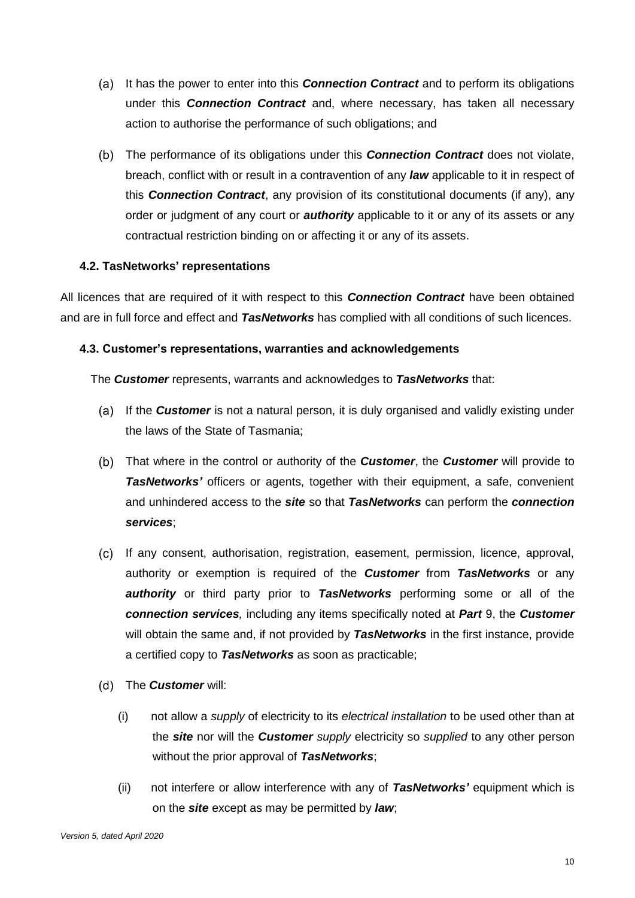(a) It has the power to enter into this ***Connection Contract*** and to perform its obligations under this ***Connection Contract*** and, where necessary, has taken all necessary action to authorise the performance of such obligations; and

(b) The performance of its obligations under this ***Connection Contract*** does not violate, breach, conflict with or result in a contravention of any ***law*** applicable to it in respect of this ***Connection Contract***, any provision of its constitutional documents (if any), any order or judgment of any court or ***authority*** applicable to it or any of its assets or any contractual restriction binding on or affecting it or any of its assets.

#### 4.2. TasNetworks' representations

All licences that are required of it with respect to this ***Connection Contract*** have been obtained and are in full force and effect and ***TasNetworks*** has complied with all conditions of such licences.

#### 4.3. Customer's representations, warranties and acknowledgements

The ***Customer*** represents, warrants and acknowledges to ***TasNetworks*** that:

(a) If the ***Customer*** is not a natural person, it is duly organised and validly existing under the laws of the State of Tasmania;

(b) That where in the control or authority of the ***Customer***, the ***Customer*** will provide to ***TasNetworks'*** officers or agents, together with their equipment, a safe, convenient and unhindered access to the ***site*** so that ***TasNetworks*** can perform the ***connection services***;

(c) If any consent, authorisation, registration, easement, permission, licence, approval, authority or exemption is required of the ***Customer*** from ***TasNetworks*** or any ***authority*** or third party prior to ***TasNetworks*** performing some or all of the ***connection services,*** including any items specifically noted at ***Part*** 9, the ***Customer*** will obtain the same and, if not provided by ***TasNetworks*** in the first instance, provide a certified copy to ***TasNetworks*** as soon as practicable;

(d) The ***Customer*** will:

   (i) not allow a *supply* of electricity to its *electrical installation* to be used other than at the ***site*** nor will the ***Customer*** *supply* electricity so *supplied* to any other person without the prior approval of ***TasNetworks***;

   (ii) not interfere or allow interference with any of ***TasNetworks'*** equipment which is on the ***site*** except as may be permitted by ***law***;

*Version 5, dated April 2020*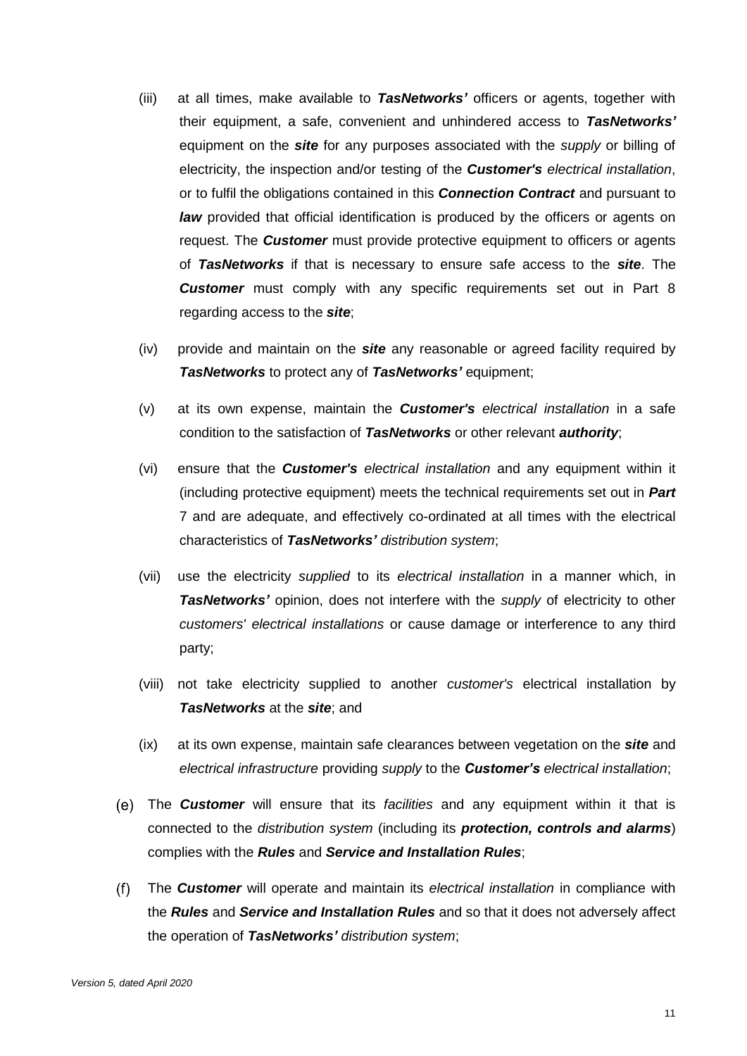(iii) at all times, make available to ***TasNetworks'*** officers or agents, together with their equipment, a safe, convenient and unhindered access to ***TasNetworks'*** equipment on the ***site*** for any purposes associated with the *supply* or billing of electricity, the inspection and/or testing of the ***Customer's*** *electrical installation*, or to fulfil the obligations contained in this ***Connection Contract*** and pursuant to ***law*** provided that official identification is produced by the officers or agents on request. The ***Customer*** must provide protective equipment to officers or agents of ***TasNetworks*** if that is necessary to ensure safe access to the ***site***. The ***Customer*** must comply with any specific requirements set out in Part 8 regarding access to the ***site***;

(iv) provide and maintain on the ***site*** any reasonable or agreed facility required by ***TasNetworks*** to protect any of ***TasNetworks'*** equipment;

(v) at its own expense, maintain the ***Customer's*** *electrical installation* in a safe condition to the satisfaction of ***TasNetworks*** or other relevant ***authority***;

(vi) ensure that the ***Customer's*** *electrical installation* and any equipment within it (including protective equipment) meets the technical requirements set out in ***Part*** 7 and are adequate, and effectively co-ordinated at all times with the electrical characteristics of ***TasNetworks'*** *distribution system*;

(vii) use the electricity *supplied* to its *electrical installation* in a manner which, in ***TasNetworks'*** opinion, does not interfere with the *supply* of electricity to other *customers' electrical installations* or cause damage or interference to any third party;

(viii) not take electricity supplied to another *customer's* electrical installation by ***TasNetworks*** at the ***site***; and

(ix) at its own expense, maintain safe clearances between vegetation on the ***site*** and *electrical infrastructure* providing *supply* to the ***Customer's*** *electrical installation*;

(e) The ***Customer*** will ensure that its *facilities* and any equipment within it that is connected to the *distribution system* (including its ***protection, controls and alarms***) complies with the ***Rules*** and ***Service and Installation Rules***;

(f) The ***Customer*** will operate and maintain its *electrical installation* in compliance with the ***Rules*** and ***Service and Installation Rules*** and so that it does not adversely affect the operation of ***TasNetworks'*** *distribution system*;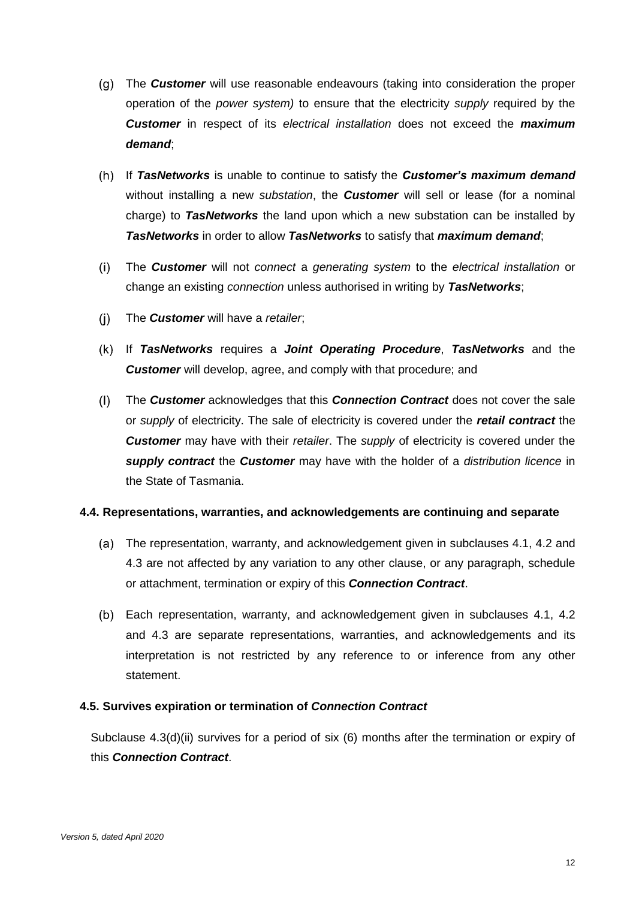(g) The ***Customer*** will use reasonable endeavours (taking into consideration the proper operation of the *power system)* to ensure that the electricity *supply* required by the ***Customer*** in respect of its *electrical installation* does not exceed the ***maximum demand***;

(h) If ***TasNetworks*** is unable to continue to satisfy the ***Customer's maximum demand*** without installing a new *substation*, the ***Customer*** will sell or lease (for a nominal charge) to ***TasNetworks*** the land upon which a new substation can be installed by ***TasNetworks*** in order to allow ***TasNetworks*** to satisfy that ***maximum demand***;

(i) The ***Customer*** will not *connect* a *generating system* to the *electrical installation* or change an existing *connection* unless authorised in writing by ***TasNetworks***;

(j) The ***Customer*** will have a *retailer*;

(k) If ***TasNetworks*** requires a ***Joint Operating Procedure***, ***TasNetworks*** and the ***Customer*** will develop, agree, and comply with that procedure; and

(l) The ***Customer*** acknowledges that this ***Connection Contract*** does not cover the sale or *supply* of electricity. The sale of electricity is covered under the ***retail contract*** the ***Customer*** may have with their *retailer*. The *supply* of electricity is covered under the ***supply contract*** the ***Customer*** may have with the holder of a *distribution licence* in the State of Tasmania.

### 4.4. Representations, warranties, and acknowledgements are continuing and separate

(a) The representation, warranty, and acknowledgement given in subclauses 4.1, 4.2 and 4.3 are not affected by any variation to any other clause, or any paragraph, schedule or attachment, termination or expiry of this ***Connection Contract***.

(b) Each representation, warranty, and acknowledgement given in subclauses 4.1, 4.2 and 4.3 are separate representations, warranties, and acknowledgements and its interpretation is not restricted by any reference to or inference from any other statement.

### 4.5. Survives expiration or termination of *Connection Contract*

Subclause 4.3(d)(ii) survives for a period of six (6) months after the termination or expiry of this ***Connection Contract***.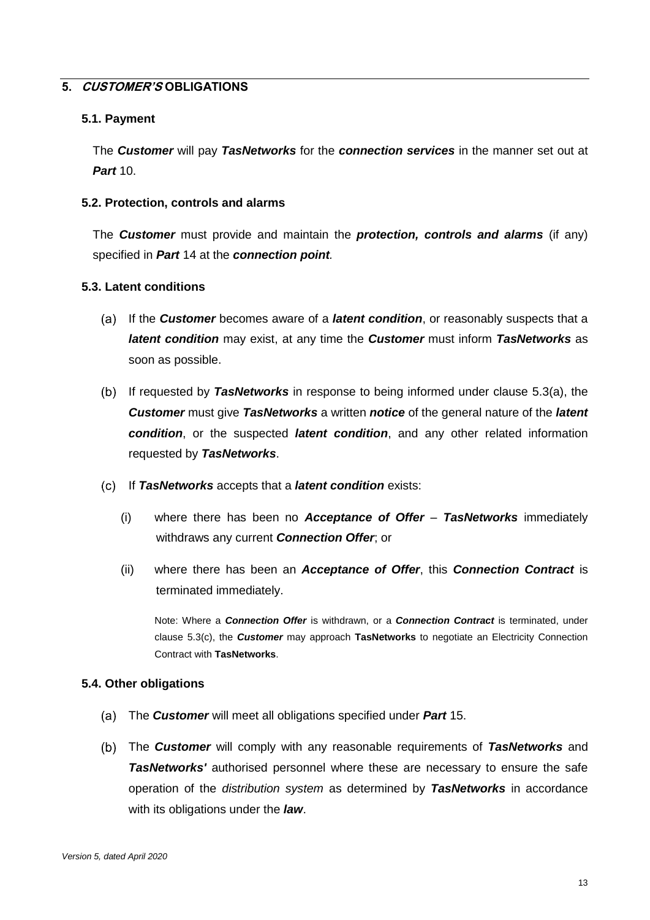## 5. *CUSTOMER'S* OBLIGATIONS

### 5.1. Payment

The ***Customer*** will pay ***TasNetworks*** for the ***connection services*** in the manner set out at ***Part*** 10.

### 5.2. Protection, controls and alarms

The ***Customer*** must provide and maintain the ***protection, controls and alarms*** (if any) specified in ***Part*** 14 at the ***connection point***.

### 5.3. Latent conditions

(a) If the ***Customer*** becomes aware of a ***latent condition***, or reasonably suspects that a ***latent condition*** may exist, at any time the ***Customer*** must inform ***TasNetworks*** as soon as possible.

(b) If requested by ***TasNetworks*** in response to being informed under clause 5.3(a), the ***Customer*** must give ***TasNetworks*** a written ***notice*** of the general nature of the ***latent condition***, or the suspected ***latent condition***, and any other related information requested by ***TasNetworks***.

(c) If ***TasNetworks*** accepts that a ***latent condition*** exists:

(i) where there has been no ***Acceptance of Offer*** – ***TasNetworks*** immediately withdraws any current ***Connection Offer***; or

(ii) where there has been an ***Acceptance of Offer***, this ***Connection Contract*** is terminated immediately.

Note: Where a ***Connection Offer*** is withdrawn, or a ***Connection Contract*** is terminated, under clause 5.3(c), the ***Customer*** may approach **TasNetworks** to negotiate an Electricity Connection Contract with **TasNetworks**.

### 5.4. Other obligations

(a) The ***Customer*** will meet all obligations specified under ***Part*** 15.

(b) The ***Customer*** will comply with any reasonable requirements of ***TasNetworks*** and ***TasNetworks'*** authorised personnel where these are necessary to ensure the safe operation of the *distribution system* as determined by ***TasNetworks*** in accordance with its obligations under the ***law***.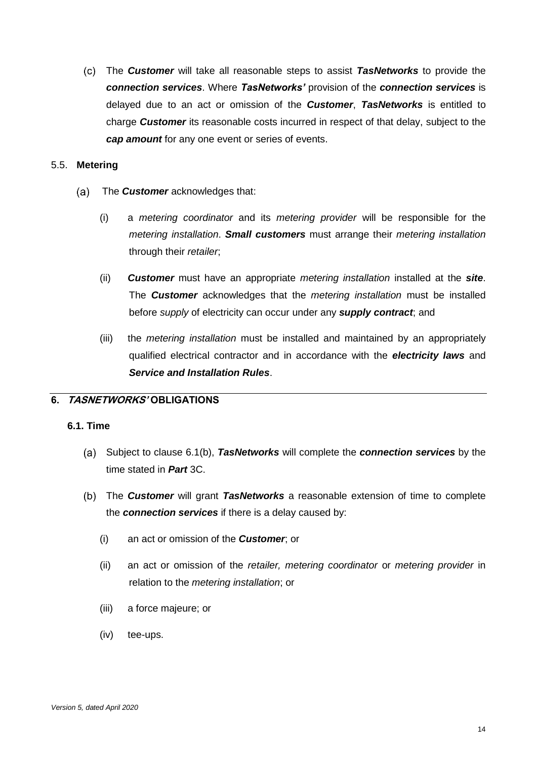(c) The ***Customer*** will take all reasonable steps to assist ***TasNetworks*** to provide the ***connection services***. Where ***TasNetworks'*** provision of the ***connection services*** is delayed due to an act or omission of the ***Customer***, ***TasNetworks*** is entitled to charge ***Customer*** its reasonable costs incurred in respect of that delay, subject to the ***cap amount*** for any one event or series of events.

### 5.5. Metering

(a) The ***Customer*** acknowledges that:

(i) a *metering coordinator* and its *metering provider* will be responsible for the *metering installation*. ***Small customers*** must arrange their *metering installation* through their *retailer*;

(ii) ***Customer*** must have an appropriate *metering installation* installed at the ***site***. The ***Customer*** acknowledges that the *metering installation* must be installed before *supply* of electricity can occur under any ***supply contract***; and

(iii) the *metering installation* must be installed and maintained by an appropriately qualified electrical contractor and in accordance with the ***electricity laws*** and ***Service and Installation Rules***.

## 6. *TASNETWORKS'* OBLIGATIONS

### 6.1. Time

(a) Subject to clause 6.1(b), ***TasNetworks*** will complete the ***connection services*** by the time stated in ***Part*** 3C.

(b) The ***Customer*** will grant ***TasNetworks*** a reasonable extension of time to complete the ***connection services*** if there is a delay caused by:

(i) an act or omission of the ***Customer***; or

(ii) an act or omission of the *retailer, metering coordinator* or *metering provider* in relation to the *metering installation*; or

(iii) a force majeure; or

(iv) tee-ups.

*Version 5, dated April 2020*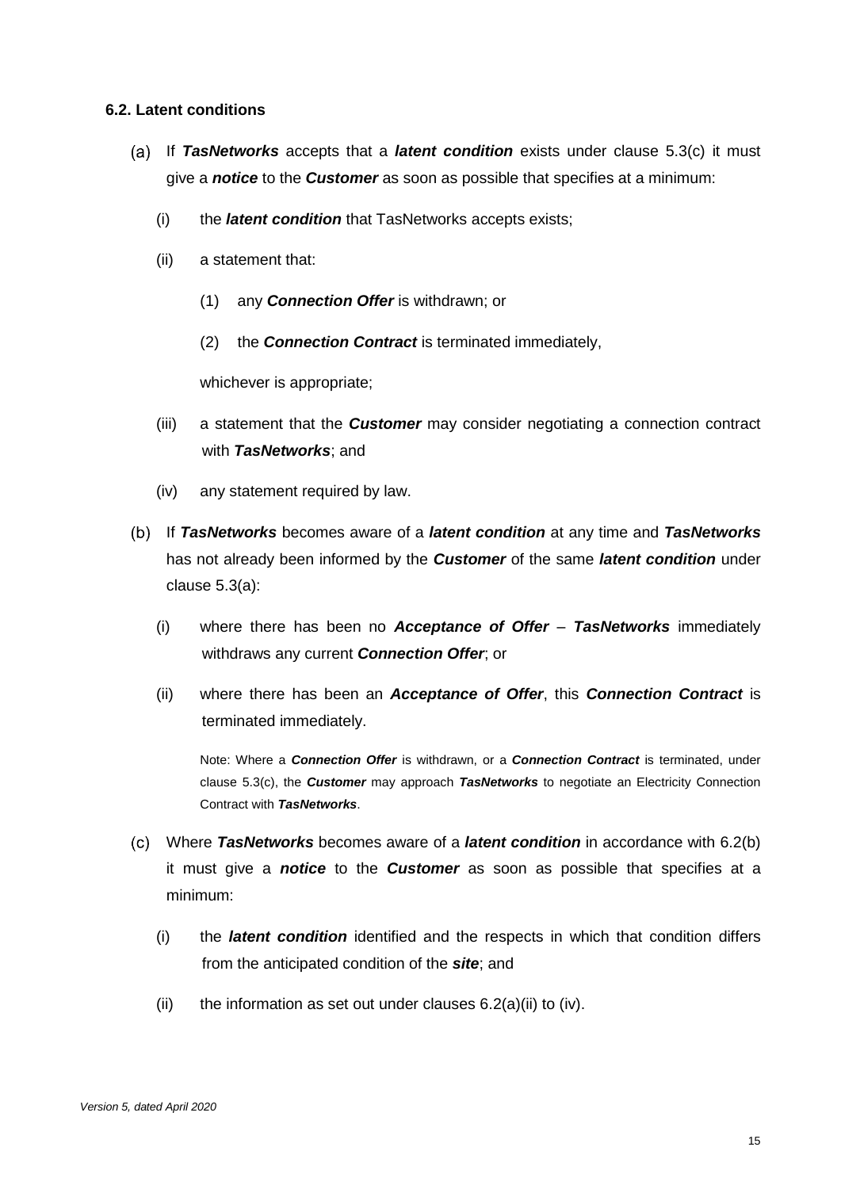### 6.2. Latent conditions

(a) If ***TasNetworks*** accepts that a ***latent condition*** exists under clause 5.3(c) it must give a ***notice*** to the ***Customer*** as soon as possible that specifies at a minimum:

   (i) the ***latent condition*** that TasNetworks accepts exists;

   (ii) a statement that:

      (1) any ***Connection Offer*** is withdrawn; or

      (2) the ***Connection Contract*** is terminated immediately,

      whichever is appropriate;

   (iii) a statement that the ***Customer*** may consider negotiating a connection contract with ***TasNetworks***; and

   (iv) any statement required by law.

(b) If ***TasNetworks*** becomes aware of a ***latent condition*** at any time and ***TasNetworks*** has not already been informed by the ***Customer*** of the same ***latent condition*** under clause 5.3(a):

   (i) where there has been no ***Acceptance of Offer*** – ***TasNetworks*** immediately withdraws any current ***Connection Offer***; or

   (ii) where there has been an ***Acceptance of Offer***, this ***Connection Contract*** is terminated immediately.

   Note: Where a ***Connection Offer*** is withdrawn, or a ***Connection Contract*** is terminated, under clause 5.3(c), the ***Customer*** may approach ***TasNetworks*** to negotiate an Electricity Connection Contract with ***TasNetworks***.

(c) Where ***TasNetworks*** becomes aware of a ***latent condition*** in accordance with 6.2(b) it must give a ***notice*** to the ***Customer*** as soon as possible that specifies at a minimum:

   (i) the ***latent condition*** identified and the respects in which that condition differs from the anticipated condition of the ***site***; and

   (ii) the information as set out under clauses 6.2(a)(ii) to (iv).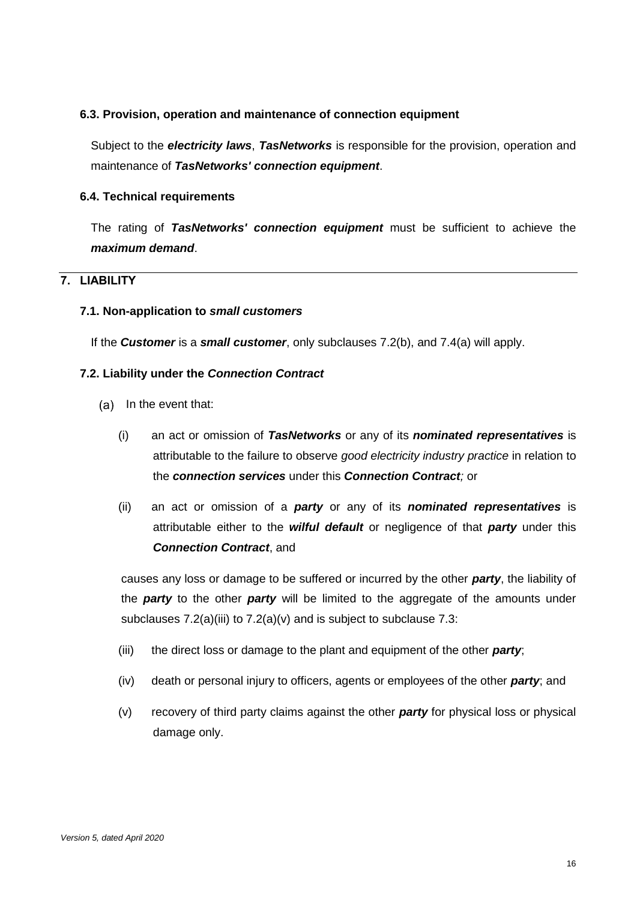### 6.3. Provision, operation and maintenance of connection equipment

Subject to the ***electricity laws***, ***TasNetworks*** is responsible for the provision, operation and maintenance of ***TasNetworks' connection equipment***.

### 6.4. Technical requirements

The rating of ***TasNetworks' connection equipment*** must be sufficient to achieve the ***maximum demand***.

## 7. LIABILITY

### 7.1. Non-application to *small customers*

If the ***Customer*** is a ***small customer***, only subclauses 7.2(b), and 7.4(a) will apply.

### 7.2. Liability under the *Connection Contract*

(a) In the event that:

(i) an act or omission of ***TasNetworks*** or any of its ***nominated representatives*** is attributable to the failure to observe *good electricity industry practice* in relation to the ***connection services*** under this ***Connection Contract****;* or

(ii) an act or omission of a ***party*** or any of its ***nominated representatives*** is attributable either to the ***wilful default*** or negligence of that ***party*** under this ***Connection Contract***, and

causes any loss or damage to be suffered or incurred by the other ***party***, the liability of the ***party*** to the other ***party*** will be limited to the aggregate of the amounts under subclauses 7.2(a)(iii) to 7.2(a)(v) and is subject to subclause 7.3:

(iii) the direct loss or damage to the plant and equipment of the other ***party***;

(iv) death or personal injury to officers, agents or employees of the other ***party***; and

(v) recovery of third party claims against the other ***party*** for physical loss or physical damage only.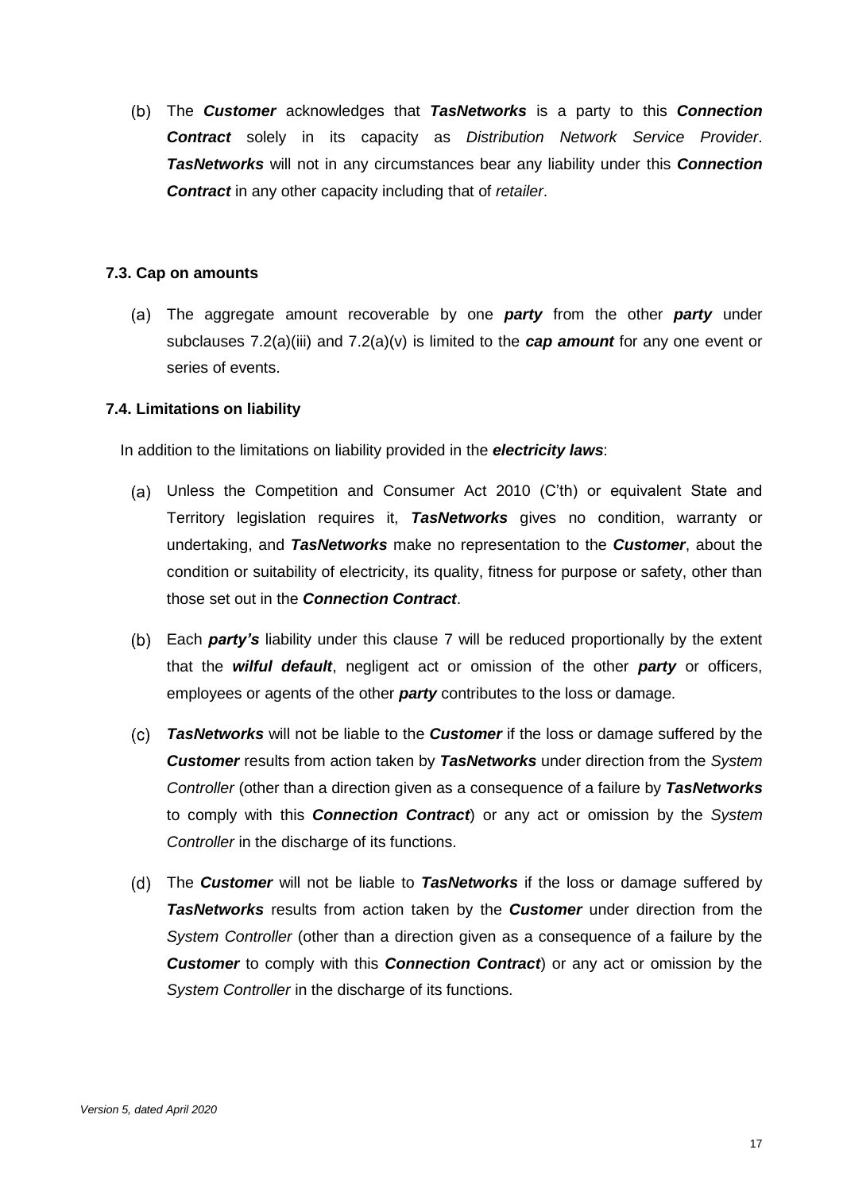(b) The ***Customer*** acknowledges that ***TasNetworks*** is a party to this ***Connection Contract*** solely in its capacity as *Distribution Network Service Provider*. ***TasNetworks*** will not in any circumstances bear any liability under this ***Connection Contract*** in any other capacity including that of *retailer*.

### 7.3. Cap on amounts

(a) The aggregate amount recoverable by one ***party*** from the other ***party*** under subclauses 7.2(a)(iii) and 7.2(a)(v) is limited to the ***cap amount*** for any one event or series of events.

### 7.4. Limitations on liability

In addition to the limitations on liability provided in the ***electricity laws***:

(a) Unless the Competition and Consumer Act 2010 (C'th) or equivalent State and Territory legislation requires it, ***TasNetworks*** gives no condition, warranty or undertaking, and ***TasNetworks*** make no representation to the ***Customer***, about the condition or suitability of electricity, its quality, fitness for purpose or safety, other than those set out in the ***Connection Contract***.

(b) Each ***party's*** liability under this clause 7 will be reduced proportionally by the extent that the ***wilful default***, negligent act or omission of the other ***party*** or officers, employees or agents of the other ***party*** contributes to the loss or damage.

(c) ***TasNetworks*** will not be liable to the ***Customer*** if the loss or damage suffered by the ***Customer*** results from action taken by ***TasNetworks*** under direction from the *System Controller* (other than a direction given as a consequence of a failure by ***TasNetworks*** to comply with this ***Connection Contract***) or any act or omission by the *System Controller* in the discharge of its functions.

(d) The ***Customer*** will not be liable to ***TasNetworks*** if the loss or damage suffered by ***TasNetworks*** results from action taken by the ***Customer*** under direction from the *System Controller* (other than a direction given as a consequence of a failure by the ***Customer*** to comply with this ***Connection Contract***) or any act or omission by the *System Controller* in the discharge of its functions.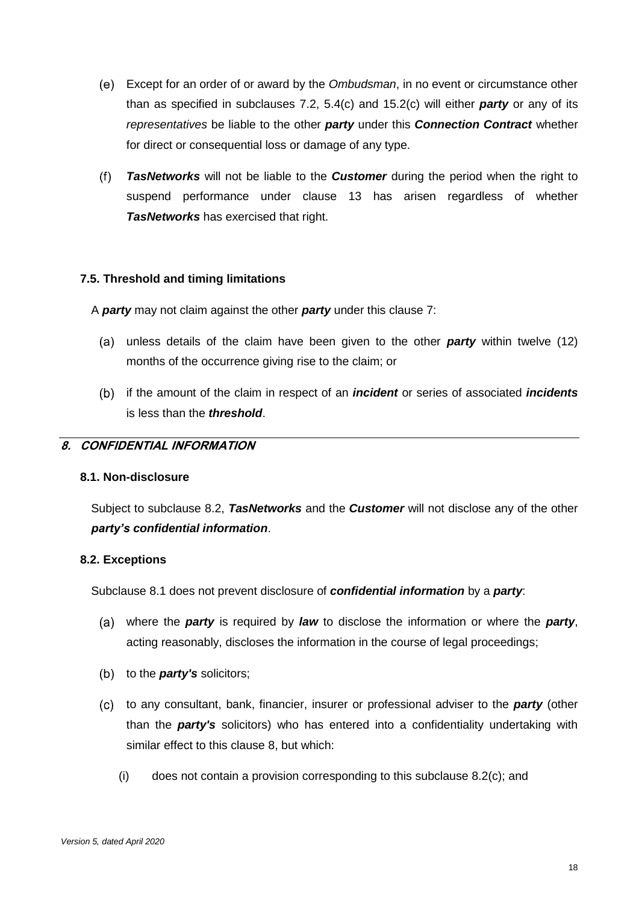(e) Except for an order of or award by the *Ombudsman*, in no event or circumstance other than as specified in subclauses 7.2, 5.4(c) and 15.2(c) will either ***party*** or any of its *representatives* be liable to the other ***party*** under this ***Connection Contract*** whether for direct or consequential loss or damage of any type.

(f) ***TasNetworks*** will not be liable to the ***Customer*** during the period when the right to suspend performance under clause 13 has arisen regardless of whether ***TasNetworks*** has exercised that right.

### 7.5. Threshold and timing limitations

A ***party*** may not claim against the other ***party*** under this clause 7:

(a) unless details of the claim have been given to the other ***party*** within twelve (12) months of the occurrence giving rise to the claim; or

(b) if the amount of the claim in respect of an ***incident*** or series of associated ***incidents*** is less than the ***threshold***.

## 8. CONFIDENTIAL INFORMATION

### 8.1. Non-disclosure

Subject to subclause 8.2, ***TasNetworks*** and the ***Customer*** will not disclose any of the other ***party's confidential information***.

### 8.2. Exceptions

Subclause 8.1 does not prevent disclosure of ***confidential information*** by a ***party***:

(a) where the ***party*** is required by ***law*** to disclose the information or where the ***party***, acting reasonably, discloses the information in the course of legal proceedings;

(b) to the ***party's*** solicitors;

(c) to any consultant, bank, financier, insurer or professional adviser to the ***party*** (other than the ***party's*** solicitors) who has entered into a confidentiality undertaking with similar effect to this clause 8, but which:

   (i) does not contain a provision corresponding to this subclause 8.2(c); and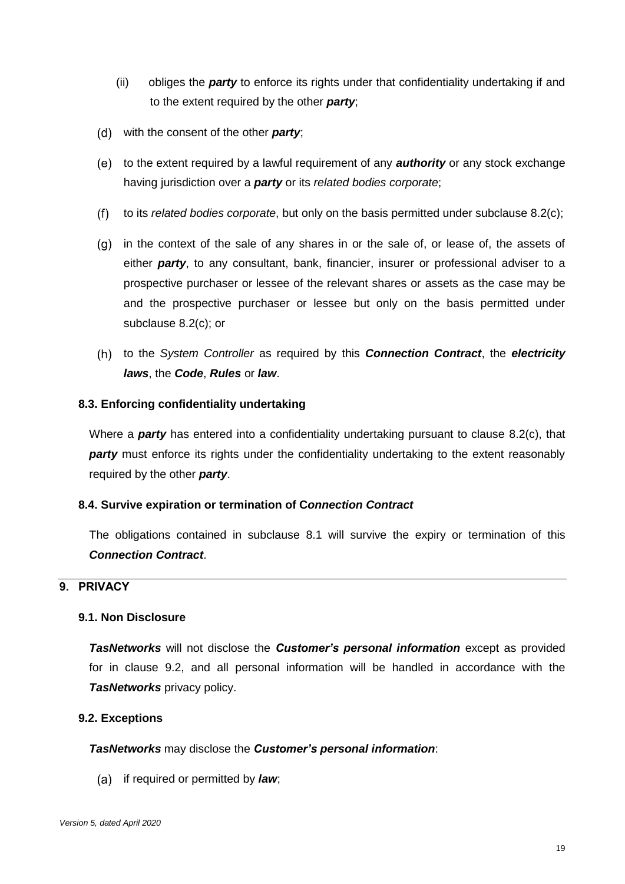(ii) obliges the ***party*** to enforce its rights under that confidentiality undertaking if and to the extent required by the other ***party***;

(d) with the consent of the other ***party***;

(e) to the extent required by a lawful requirement of any ***authority*** or any stock exchange having jurisdiction over a ***party*** or its *related bodies corporate*;

(f) to its *related bodies corporate*, but only on the basis permitted under subclause 8.2(c);

(g) in the context of the sale of any shares in or the sale of, or lease of, the assets of either ***party***, to any consultant, bank, financier, insurer or professional adviser to a prospective purchaser or lessee of the relevant shares or assets as the case may be and the prospective purchaser or lessee but only on the basis permitted under subclause 8.2(c); or

(h) to the *System Controller* as required by this ***Connection Contract***, the ***electricity laws***, the ***Code***, ***Rules*** or ***law***.

### 8.3. Enforcing confidentiality undertaking

Where a ***party*** has entered into a confidentiality undertaking pursuant to clause 8.2(c), that ***party*** must enforce its rights under the confidentiality undertaking to the extent reasonably required by the other ***party***.

### 8.4. Survive expiration or termination of C*onnection Contract*

The obligations contained in subclause 8.1 will survive the expiry or termination of this ***Connection Contract***.

## 9. PRIVACY

### 9.1. Non Disclosure

***TasNetworks*** will not disclose the ***Customer's personal information*** except as provided for in clause 9.2, and all personal information will be handled in accordance with the ***TasNetworks*** privacy policy.

### 9.2. Exceptions

***TasNetworks*** may disclose the ***Customer's personal information***:

(a) if required or permitted by ***law***;

*Version 5, dated April 2020*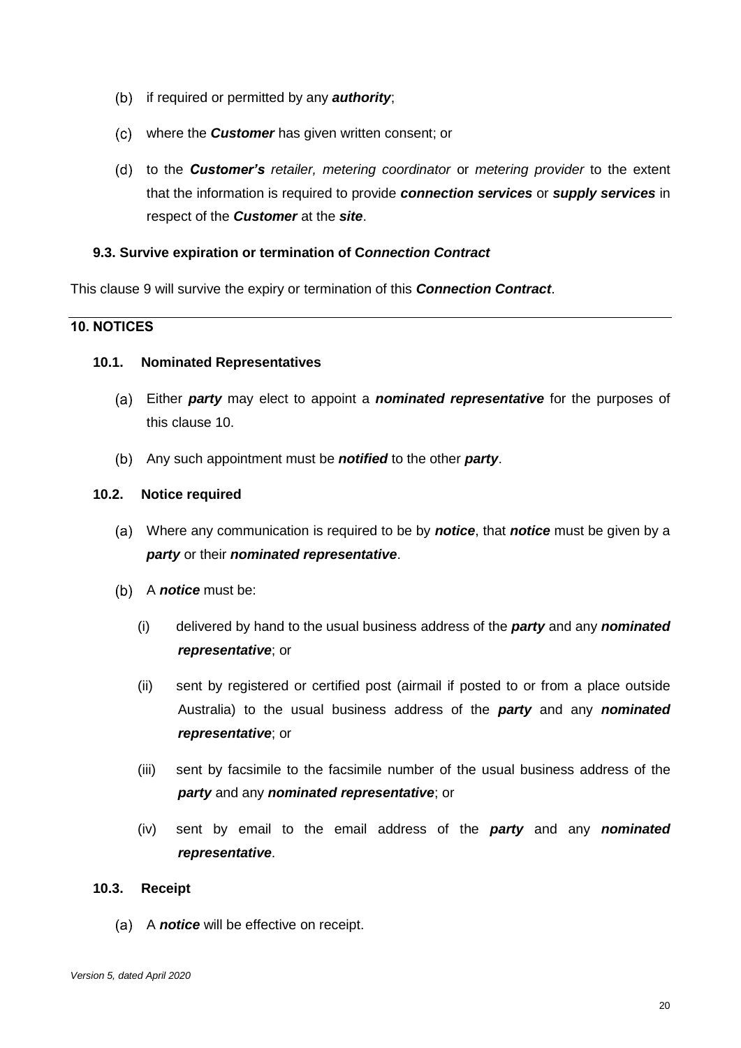(b) if required or permitted by any ***authority***;

(c) where the ***Customer*** has given written consent; or

(d) to the ***Customer's*** *retailer, metering coordinator* or *metering provider* to the extent that the information is required to provide ***connection services*** or ***supply services*** in respect of the ***Customer*** at the ***site***.

### 9.3. Survive expiration or termination of C*onnection Contract*

This clause 9 will survive the expiry or termination of this ***Connection Contract***.

---

## 10. NOTICES

### 10.1. Nominated Representatives

(a) Either ***party*** may elect to appoint a ***nominated representative*** for the purposes of this clause 10.

(b) Any such appointment must be ***notified*** to the other ***party***.

### 10.2. Notice required

(a) Where any communication is required to be by ***notice***, that ***notice*** must be given by a ***party*** or their ***nominated representative***.

(b) A ***notice*** must be:

   (i) delivered by hand to the usual business address of the ***party*** and any ***nominated representative***; or

   (ii) sent by registered or certified post (airmail if posted to or from a place outside Australia) to the usual business address of the ***party*** and any ***nominated representative***; or

   (iii) sent by facsimile to the facsimile number of the usual business address of the ***party*** and any ***nominated representative***; or

   (iv) sent by email to the email address of the ***party*** and any ***nominated representative***.

### 10.3. Receipt

(a) A ***notice*** will be effective on receipt.

*Version 5, dated April 2020*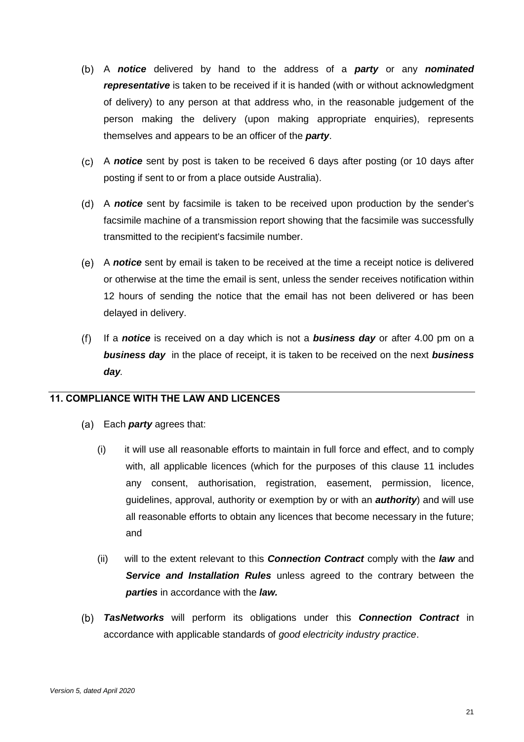(b) A ***notice*** delivered by hand to the address of a ***party*** or any ***nominated representative*** is taken to be received if it is handed (with or without acknowledgment of delivery) to any person at that address who, in the reasonable judgement of the person making the delivery (upon making appropriate enquiries), represents themselves and appears to be an officer of the ***party***.

(c) A ***notice*** sent by post is taken to be received 6 days after posting (or 10 days after posting if sent to or from a place outside Australia).

(d) A ***notice*** sent by facsimile is taken to be received upon production by the sender's facsimile machine of a transmission report showing that the facsimile was successfully transmitted to the recipient's facsimile number.

(e) A ***notice*** sent by email is taken to be received at the time a receipt notice is delivered or otherwise at the time the email is sent, unless the sender receives notification within 12 hours of sending the notice that the email has not been delivered or has been delayed in delivery.

(f) If a ***notice*** is received on a day which is not a ***business day*** or after 4.00 pm on a ***business day*** in the place of receipt, it is taken to be received on the next ***business day***.

## 11. COMPLIANCE WITH THE LAW AND LICENCES

(a) Each ***party*** agrees that:

   (i) it will use all reasonable efforts to maintain in full force and effect, and to comply with, all applicable licences (which for the purposes of this clause 11 includes any consent, authorisation, registration, easement, permission, licence, guidelines, approval, authority or exemption by or with an ***authority***) and will use all reasonable efforts to obtain any licences that become necessary in the future; and

   (ii) will to the extent relevant to this ***Connection Contract*** comply with the ***law*** and ***Service and Installation Rules*** unless agreed to the contrary between the ***parties*** in accordance with the ***law.***

(b) ***TasNetworks*** will perform its obligations under this ***Connection Contract*** in accordance with applicable standards of *good electricity industry practice*.

*Version 5, dated April 2020*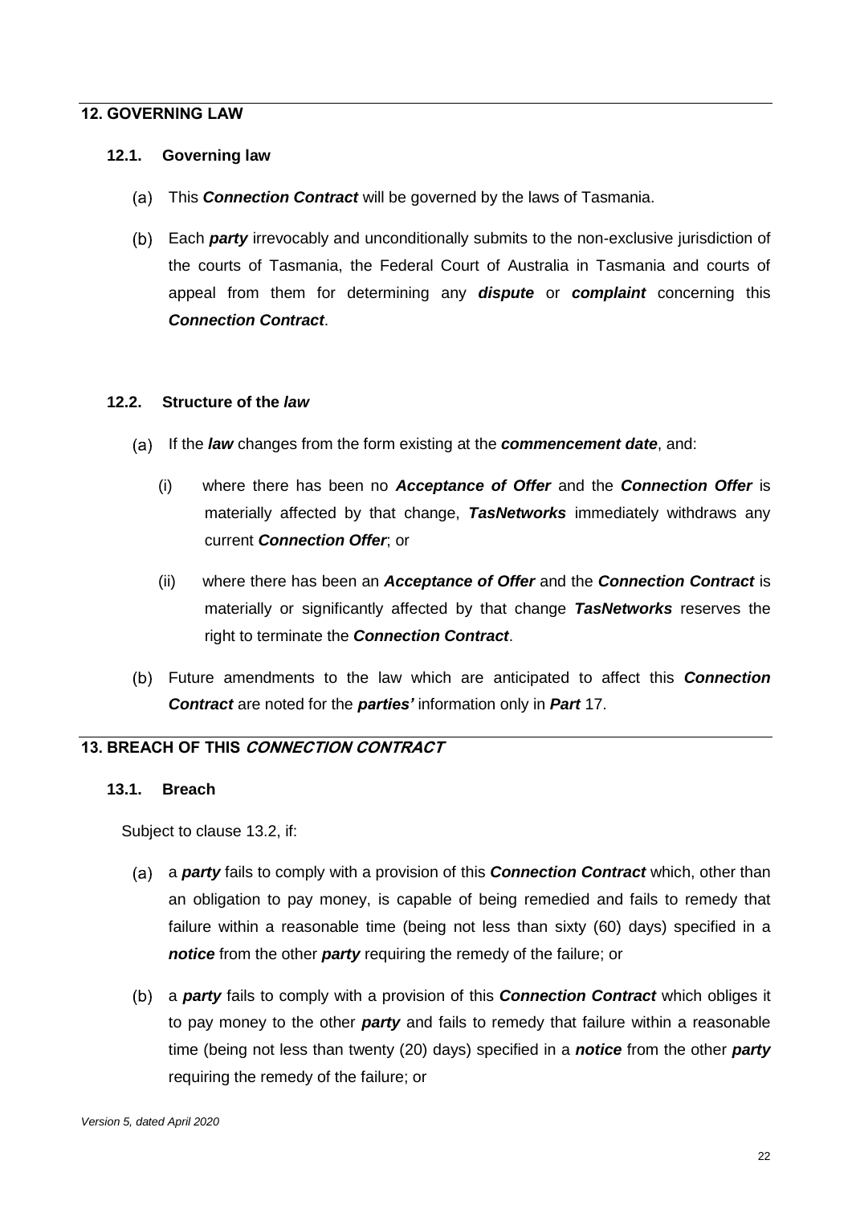## 12. GOVERNING LAW

### 12.1. Governing law

(a) This ***Connection Contract*** will be governed by the laws of Tasmania.

(b) Each ***party*** irrevocably and unconditionally submits to the non-exclusive jurisdiction of the courts of Tasmania, the Federal Court of Australia in Tasmania and courts of appeal from them for determining any ***dispute*** or ***complaint*** concerning this ***Connection Contract***.

### 12.2. Structure of the *law*

(a) If the ***law*** changes from the form existing at the ***commencement date***, and:

(i) where there has been no ***Acceptance of Offer*** and the ***Connection Offer*** is materially affected by that change, ***TasNetworks*** immediately withdraws any current ***Connection Offer***; or

(ii) where there has been an ***Acceptance of Offer*** and the ***Connection Contract*** is materially or significantly affected by that change ***TasNetworks*** reserves the right to terminate the ***Connection Contract***.

(b) Future amendments to the law which are anticipated to affect this ***Connection Contract*** are noted for the ***parties'*** information only in ***Part*** 17.

## 13. BREACH OF THIS *CONNECTION CONTRACT*

### 13.1. Breach

Subject to clause 13.2, if:

(a) a ***party*** fails to comply with a provision of this ***Connection Contract*** which, other than an obligation to pay money, is capable of being remedied and fails to remedy that failure within a reasonable time (being not less than sixty (60) days) specified in a ***notice*** from the other ***party*** requiring the remedy of the failure; or

(b) a ***party*** fails to comply with a provision of this ***Connection Contract*** which obliges it to pay money to the other ***party*** and fails to remedy that failure within a reasonable time (being not less than twenty (20) days) specified in a ***notice*** from the other ***party*** requiring the remedy of the failure; or

*Version 5, dated April 2020*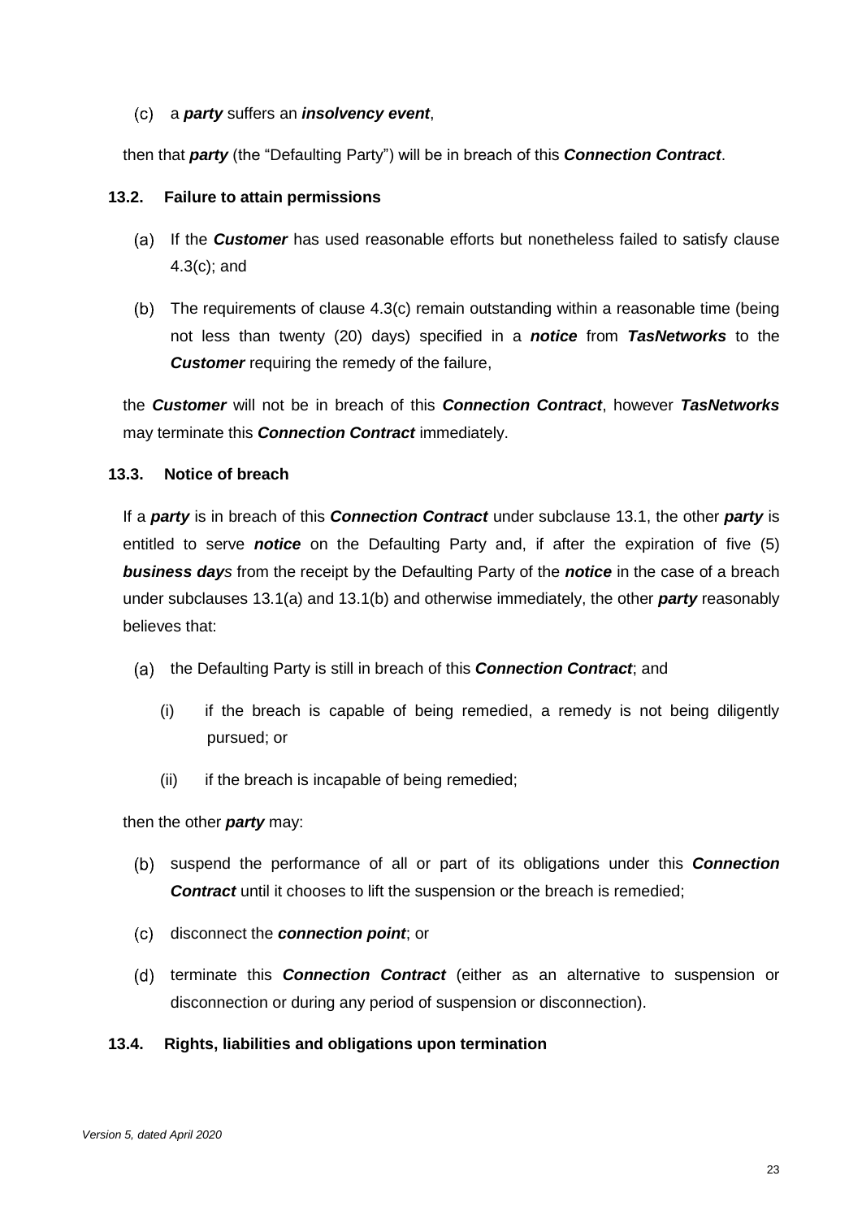(c) a ***party*** suffers an ***insolvency event***,

then that ***party*** (the "Defaulting Party") will be in breach of this ***Connection Contract***.

### 13.2. Failure to attain permissions

(a) If the ***Customer*** has used reasonable efforts but nonetheless failed to satisfy clause 4.3(c); and

(b) The requirements of clause 4.3(c) remain outstanding within a reasonable time (being not less than twenty (20) days) specified in a ***notice*** from ***TasNetworks*** to the ***Customer*** requiring the remedy of the failure,

the ***Customer*** will not be in breach of this ***Connection Contract***, however ***TasNetworks*** may terminate this ***Connection Contract*** immediately.

### 13.3. Notice of breach

If a ***party*** is in breach of this ***Connection Contract*** under subclause 13.1, the other ***party*** is entitled to serve ***notice*** on the Defaulting Party and, if after the expiration of five (5) ***business day****s* from the receipt by the Defaulting Party of the ***notice*** in the case of a breach under subclauses 13.1(a) and 13.1(b) and otherwise immediately, the other ***party*** reasonably believes that:

(a) the Defaulting Party is still in breach of this ***Connection Contract***; and

   (i) if the breach is capable of being remedied, a remedy is not being diligently pursued; or

   (ii) if the breach is incapable of being remedied;

then the other ***party*** may:

(b) suspend the performance of all or part of its obligations under this ***Connection Contract*** until it chooses to lift the suspension or the breach is remedied;

(c) disconnect the ***connection point***; or

(d) terminate this ***Connection Contract*** (either as an alternative to suspension or disconnection or during any period of suspension or disconnection).

### 13.4. Rights, liabilities and obligations upon termination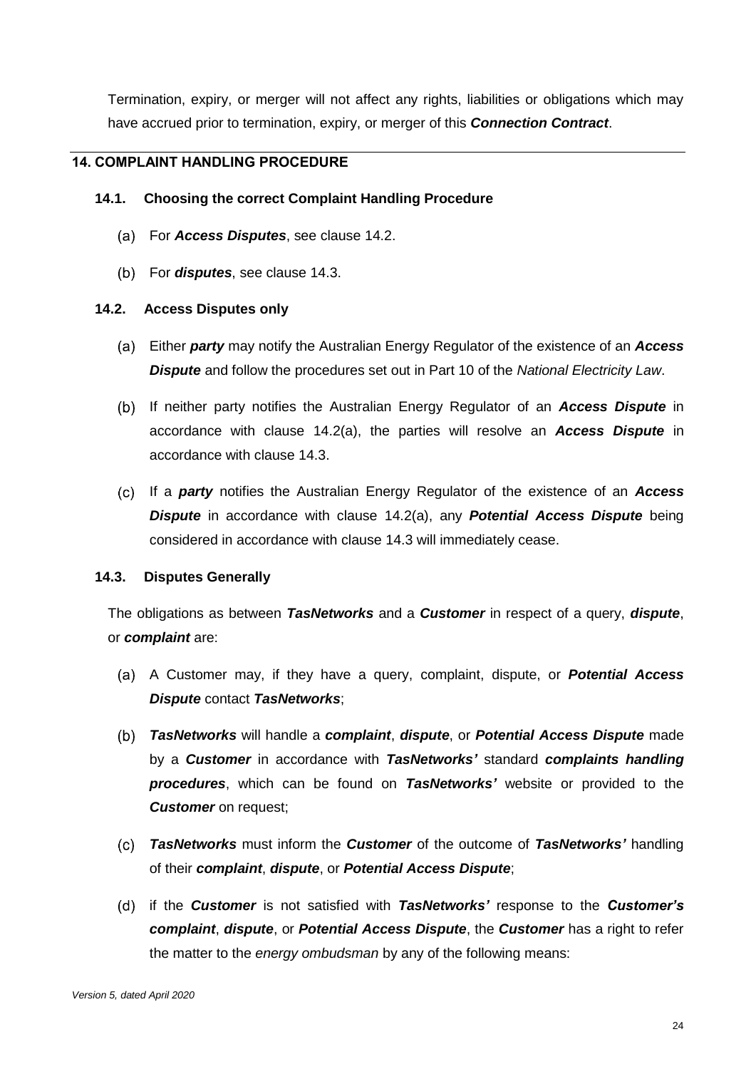Termination, expiry, or merger will not affect any rights, liabilities or obligations which may have accrued prior to termination, expiry, or merger of this ***Connection Contract***.

## 14. COMPLAINT HANDLING PROCEDURE

### 14.1. Choosing the correct Complaint Handling Procedure

(a) For ***Access Disputes***, see clause 14.2.

(b) For ***disputes***, see clause 14.3.

### 14.2. Access Disputes only

(a) Either ***party*** may notify the Australian Energy Regulator of the existence of an ***Access Dispute*** and follow the procedures set out in Part 10 of the *National Electricity Law*.

(b) If neither party notifies the Australian Energy Regulator of an ***Access Dispute*** in accordance with clause 14.2(a), the parties will resolve an ***Access Dispute*** in accordance with clause 14.3.

(c) If a ***party*** notifies the Australian Energy Regulator of the existence of an ***Access Dispute*** in accordance with clause 14.2(a), any ***Potential Access Dispute*** being considered in accordance with clause 14.3 will immediately cease.

### 14.3. Disputes Generally

The obligations as between ***TasNetworks*** and a ***Customer*** in respect of a query, ***dispute***, or ***complaint*** are:

(a) A Customer may, if they have a query, complaint, dispute, or ***Potential Access Dispute*** contact ***TasNetworks***;

(b) ***TasNetworks*** will handle a ***complaint***, ***dispute***, or ***Potential Access Dispute*** made by a ***Customer*** in accordance with ***TasNetworks'*** standard ***complaints handling procedures***, which can be found on ***TasNetworks'*** website or provided to the ***Customer*** on request;

(c) ***TasNetworks*** must inform the ***Customer*** of the outcome of ***TasNetworks'*** handling of their ***complaint***, ***dispute***, or ***Potential Access Dispute***;

(d) if the ***Customer*** is not satisfied with ***TasNetworks'*** response to the ***Customer's complaint***, ***dispute***, or ***Potential Access Dispute***, the ***Customer*** has a right to refer the matter to the *energy ombudsman* by any of the following means:

*Version 5, dated April 2020*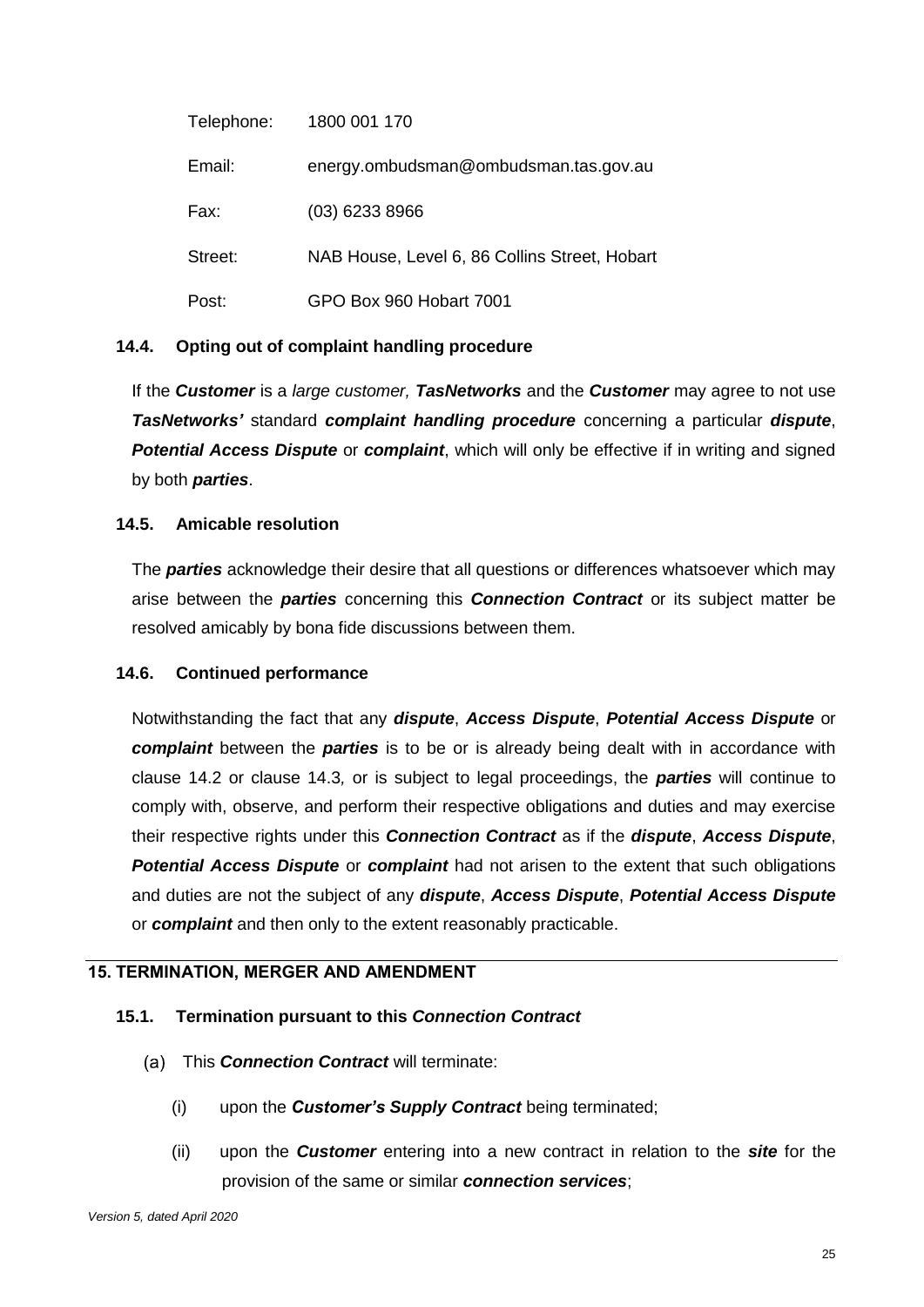Telephone: 1800 001 170

Email: energy.ombudsman@ombudsman.tas.gov.au

Fax: (03) 6233 8966

Street: NAB House, Level 6, 86 Collins Street, Hobart

Post: GPO Box 960 Hobart 7001

### 14.4. Opting out of complaint handling procedure

If the ***Customer*** is a *large customer,* ***TasNetworks*** and the ***Customer*** may agree to not use ***TasNetworks'*** standard ***complaint handling procedure*** concerning a particular ***dispute***, ***Potential Access Dispute*** or ***complaint***, which will only be effective if in writing and signed by both ***parties***.

### 14.5. Amicable resolution

The ***parties*** acknowledge their desire that all questions or differences whatsoever which may arise between the ***parties*** concerning this ***Connection Contract*** or its subject matter be resolved amicably by bona fide discussions between them.

### 14.6. Continued performance

Notwithstanding the fact that any ***dispute***, ***Access Dispute***, ***Potential Access Dispute*** or ***complaint*** between the ***parties*** is to be or is already being dealt with in accordance with clause 14.2 or clause 14.3*,* or is subject to legal proceedings, the ***parties*** will continue to comply with, observe, and perform their respective obligations and duties and may exercise their respective rights under this ***Connection Contract*** as if the ***dispute***, ***Access Dispute***, ***Potential Access Dispute*** or ***complaint*** had not arisen to the extent that such obligations and duties are not the subject of any ***dispute***, ***Access Dispute***, ***Potential Access Dispute*** or ***complaint*** and then only to the extent reasonably practicable.

## 15. TERMINATION, MERGER AND AMENDMENT

### 15.1. Termination pursuant to this *Connection Contract*

(a) This ***Connection Contract*** will terminate:

(i) upon the ***Customer's Supply Contract*** being terminated;

(ii) upon the ***Customer*** entering into a new contract in relation to the ***site*** for the provision of the same or similar ***connection services***;

*Version 5, dated April 2020*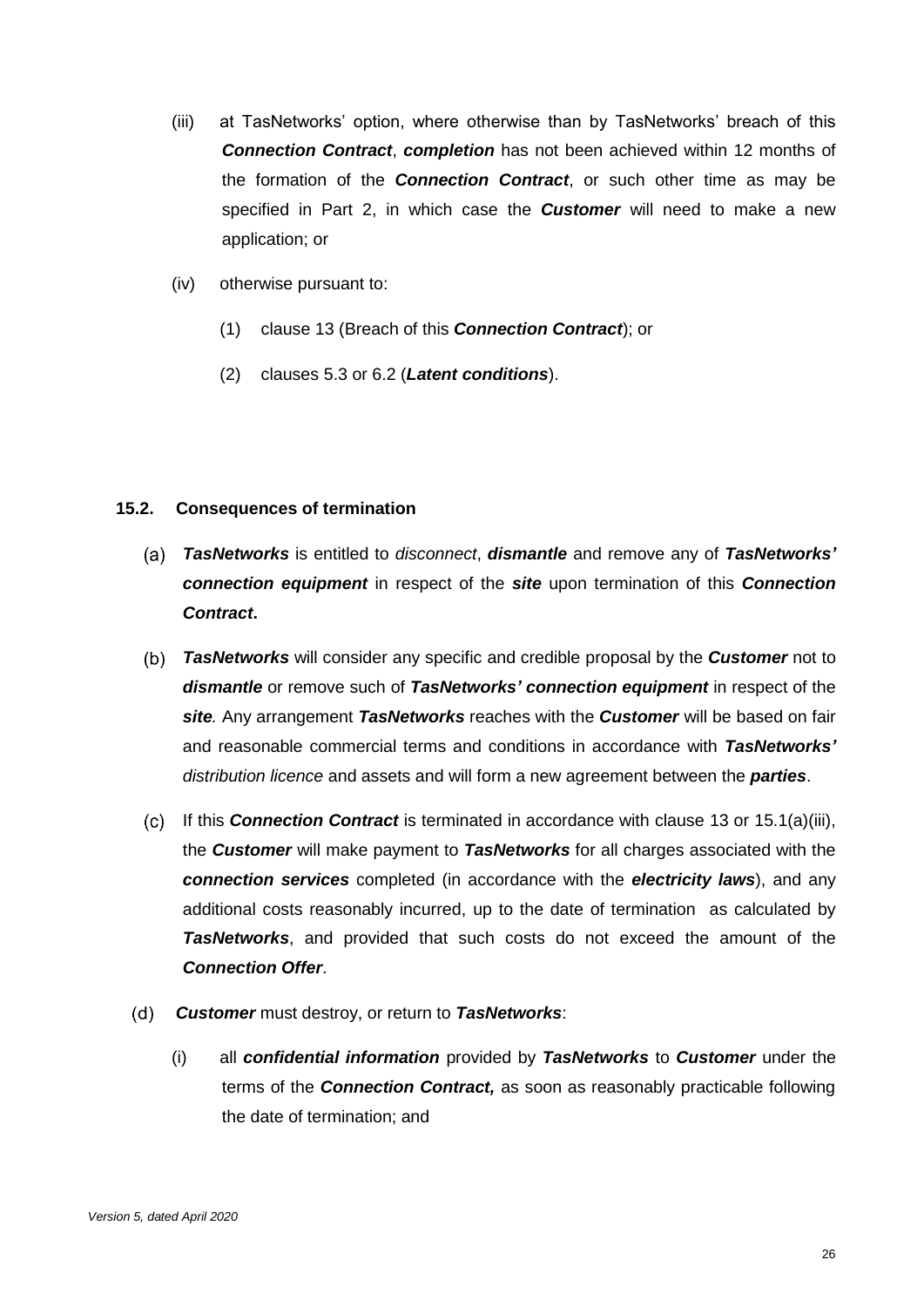(iii) at TasNetworks' option, where otherwise than by TasNetworks' breach of this ***Connection Contract***, ***completion*** has not been achieved within 12 months of the formation of the ***Connection Contract***, or such other time as may be specified in Part 2, in which case the ***Customer*** will need to make a new application; or

(iv) otherwise pursuant to:

(1) clause 13 (Breach of this ***Connection Contract***); or

(2) clauses 5.3 or 6.2 (***Latent conditions***).

### 15.2. Consequences of termination

(a) ***TasNetworks*** is entitled to *disconnect*, ***dismantle*** and remove any of ***TasNetworks' connection equipment*** in respect of the ***site*** upon termination of this ***Connection Contract*****.**

(b) ***TasNetworks*** will consider any specific and credible proposal by the ***Customer*** not to ***dismantle*** or remove such of ***TasNetworks' connection equipment*** in respect of the ***site****.* Any arrangement ***TasNetworks*** reaches with the ***Customer*** will be based on fair and reasonable commercial terms and conditions in accordance with ***TasNetworks'*** *distribution licence* and assets and will form a new agreement between the ***parties***.

(c) If this ***Connection Contract*** is terminated in accordance with clause 13 or 15.1(a)(iii), the ***Customer*** will make payment to ***TasNetworks*** for all charges associated with the ***connection services*** completed (in accordance with the ***electricity laws***), and any additional costs reasonably incurred, up to the date of termination as calculated by ***TasNetworks***, and provided that such costs do not exceed the amount of the ***Connection Offer***.

(d) ***Customer*** must destroy, or return to ***TasNetworks***:

(i) all ***confidential information*** provided by ***TasNetworks*** to ***Customer*** under the terms of the ***Connection Contract,*** as soon as reasonably practicable following the date of termination; and

*Version 5, dated April 2020*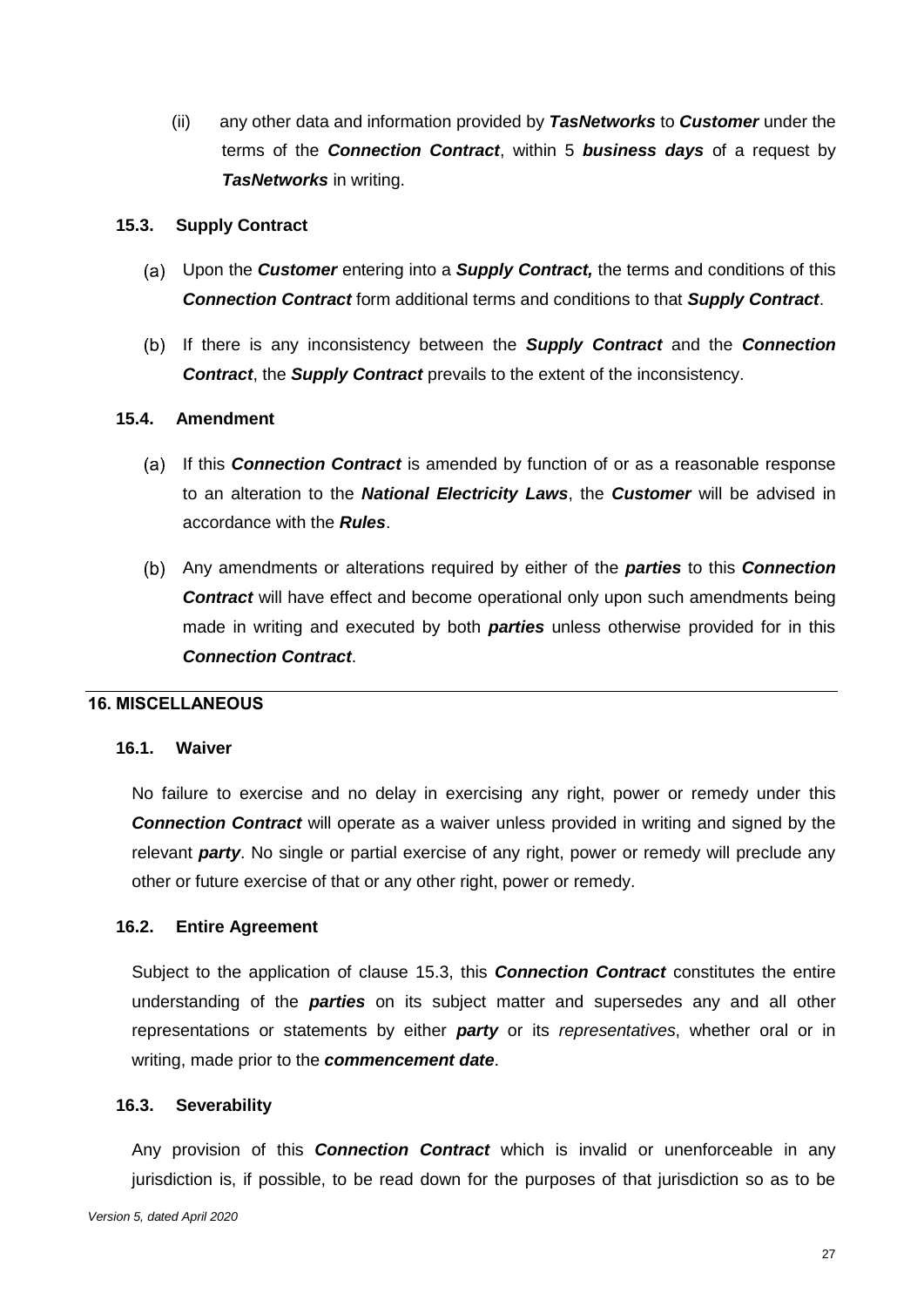(ii) any other data and information provided by ***TasNetworks*** to ***Customer*** under the terms of the ***Connection Contract***, within 5 ***business days*** of a request by ***TasNetworks*** in writing.

### 15.3. Supply Contract

(a) Upon the ***Customer*** entering into a ***Supply Contract,*** the terms and conditions of this ***Connection Contract*** form additional terms and conditions to that ***Supply Contract***.

(b) If there is any inconsistency between the ***Supply Contract*** and the ***Connection Contract***, the ***Supply Contract*** prevails to the extent of the inconsistency.

### 15.4. Amendment

(a) If this ***Connection Contract*** is amended by function of or as a reasonable response to an alteration to the ***National Electricity Laws***, the ***Customer*** will be advised in accordance with the ***Rules***.

(b) Any amendments or alterations required by either of the ***parties*** to this ***Connection Contract*** will have effect and become operational only upon such amendments being made in writing and executed by both ***parties*** unless otherwise provided for in this ***Connection Contract***.

## 16. MISCELLANEOUS

### 16.1. Waiver

No failure to exercise and no delay in exercising any right, power or remedy under this ***Connection Contract*** will operate as a waiver unless provided in writing and signed by the relevant ***party***. No single or partial exercise of any right, power or remedy will preclude any other or future exercise of that or any other right, power or remedy.

### 16.2. Entire Agreement

Subject to the application of clause 15.3, this ***Connection Contract*** constitutes the entire understanding of the ***parties*** on its subject matter and supersedes any and all other representations or statements by either ***party*** or its *representatives*, whether oral or in writing, made prior to the ***commencement date***.

### 16.3. Severability

Any provision of this ***Connection Contract*** which is invalid or unenforceable in any jurisdiction is, if possible, to be read down for the purposes of that jurisdiction so as to be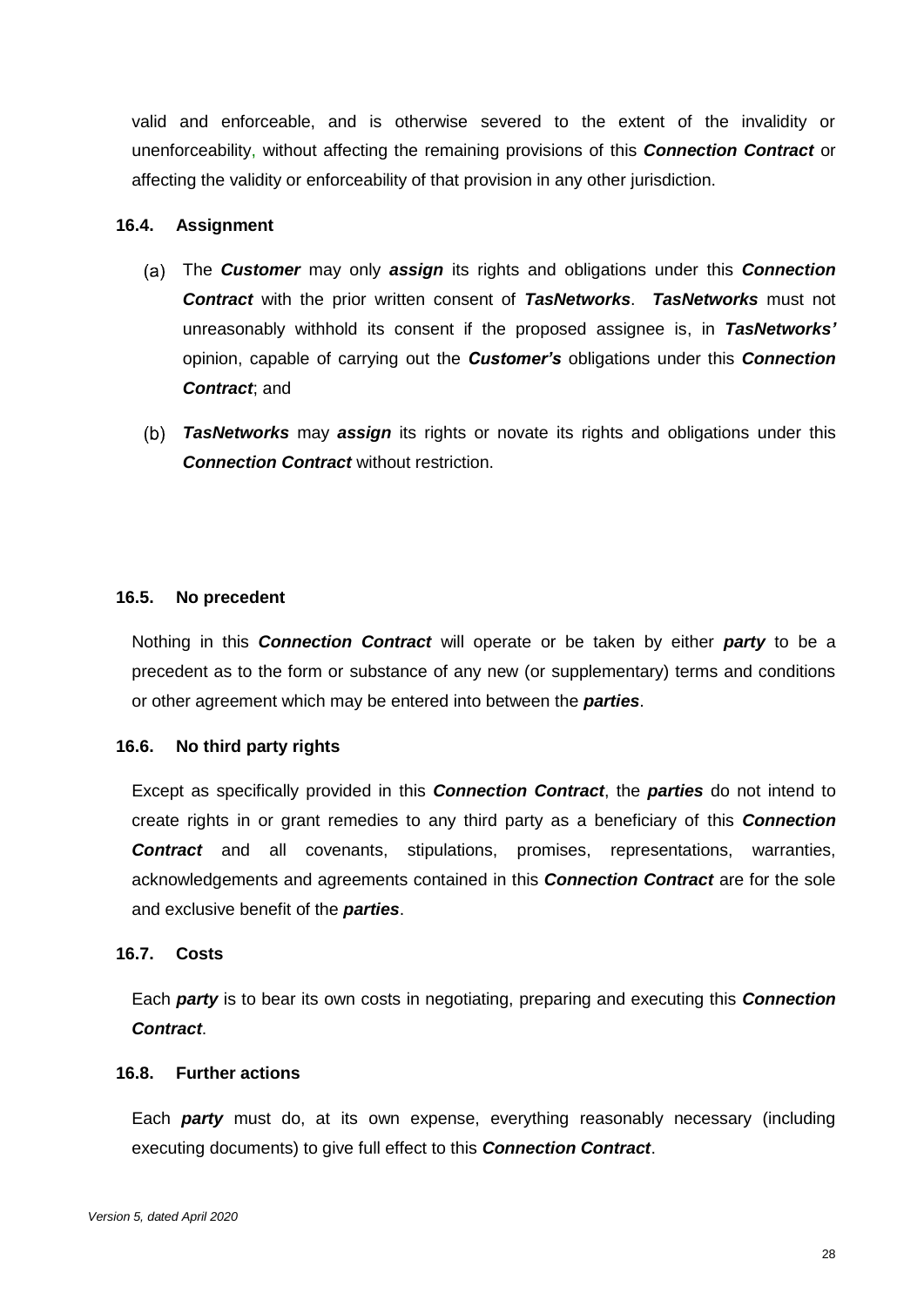valid and enforceable, and is otherwise severed to the extent of the invalidity or unenforceability, without affecting the remaining provisions of this ***Connection Contract*** or affecting the validity or enforceability of that provision in any other jurisdiction.

### 16.4. Assignment

(a) The ***Customer*** may only ***assign*** its rights and obligations under this ***Connection Contract*** with the prior written consent of ***TasNetworks***. ***TasNetworks*** must not unreasonably withhold its consent if the proposed assignee is, in ***TasNetworks'*** opinion, capable of carrying out the ***Customer's*** obligations under this ***Connection Contract***; and

(b) ***TasNetworks*** may ***assign*** its rights or novate its rights and obligations under this ***Connection Contract*** without restriction.

### 16.5. No precedent

Nothing in this ***Connection Contract*** will operate or be taken by either ***party*** to be a precedent as to the form or substance of any new (or supplementary) terms and conditions or other agreement which may be entered into between the ***parties***.

### 16.6. No third party rights

Except as specifically provided in this ***Connection Contract***, the ***parties*** do not intend to create rights in or grant remedies to any third party as a beneficiary of this ***Connection Contract*** and all covenants, stipulations, promises, representations, warranties, acknowledgements and agreements contained in this ***Connection Contract*** are for the sole and exclusive benefit of the ***parties***.

### 16.7. Costs

Each ***party*** is to bear its own costs in negotiating, preparing and executing this ***Connection Contract***.

### 16.8. Further actions

Each ***party*** must do, at its own expense, everything reasonably necessary (including executing documents) to give full effect to this ***Connection Contract***.